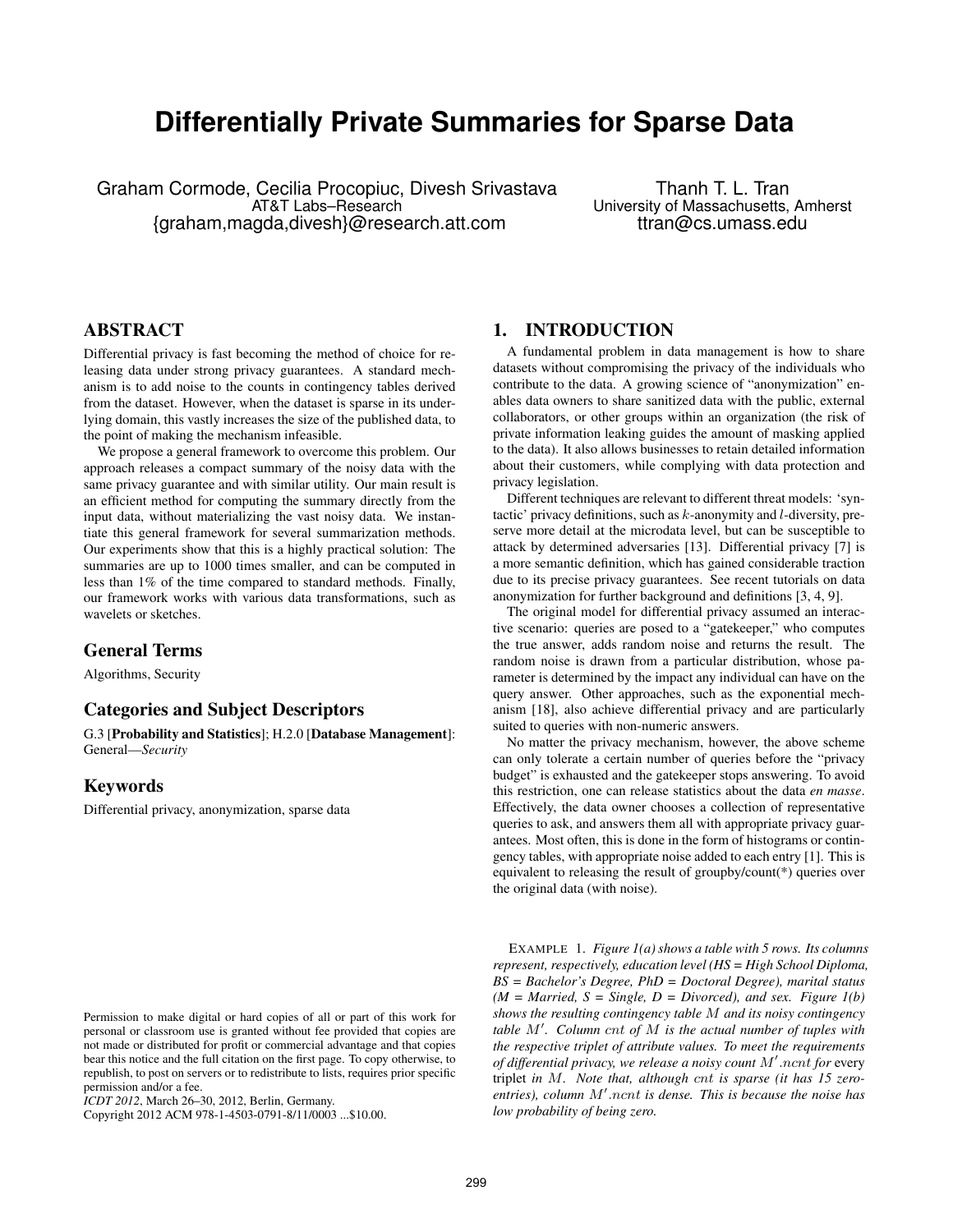# Differentially Private Summaries for Sparse Data

Graham Cormode, Cecilia Procopiuc, Divesh Srivastava
AT&T Labs–Research
{graham,magda,divesh}@research.att.com

Thanh T. L. Tran
University of Massachusetts, Amherst
ttran@cs.umass.edu

## ABSTRACT

Differential privacy is fast becoming the method of choice for releasing data under strong privacy guarantees. A standard mechanism is to add noise to the counts in contingency tables derived from the dataset. However, when the dataset is sparse in its underlying domain, this vastly increases the size of the published data, to the point of making the mechanism infeasible.

We propose a general framework to overcome this problem. Our approach releases a compact summary of the noisy data with the same privacy guarantee and with similar utility. Our main result is an efficient method for computing the summary directly from the input data, without materializing the vast noisy data. We instantiate this general framework for several summarization methods. Our experiments show that this is a highly practical solution: The summaries are up to 1000 times smaller, and can be computed in less than 1% of the time compared to standard methods. Finally, our framework works with various data transformations, such as wavelets or sketches.

### General Terms

Algorithms, Security

### Categories and Subject Descriptors

G.3 [**Probability and Statistics**]; H.2.0 [**Database Management**]: General—*Security*

### Keywords

Differential privacy, anonymization, sparse data

Permission to make digital or hard copies of all or part of this work for personal or classroom use is granted without fee provided that copies are not made or distributed for profit or commercial advantage and that copies bear this notice and the full citation on the first page. To copy otherwise, to republish, to post on servers or to redistribute to lists, requires prior specific permission and/or a fee.
*ICDT 2012*, March 26–30, 2012, Berlin, Germany.
Copyright 2012 ACM 978-1-4503-0791-8/11/0003 ...$10.00.

## 1. INTRODUCTION

A fundamental problem in data management is how to share datasets without compromising the privacy of the individuals who contribute to the data. A growing science of "anonymization" enables data owners to share sanitized data with the public, external collaborators, or other groups within an organization (the risk of private information leaking guides the amount of masking applied to the data). It also allows businesses to retain detailed information about their customers, while complying with data protection and privacy legislation.

Different techniques are relevant to different threat models: 'syntactic' privacy definitions, such as $k$-anonymity and $l$-diversity, preserve more detail at the microdata level, but can be susceptible to attack by determined adversaries [13]. Differential privacy [7] is a more semantic definition, which has gained considerable traction due to its precise privacy guarantees. See recent tutorials on data anonymization for further background and definitions [3, 4, 9].

The original model for differential privacy assumed an interactive scenario: queries are posed to a "gatekeeper," who computes the true answer, adds random noise and returns the result. The random noise is drawn from a particular distribution, whose parameter is determined by the impact any individual can have on the query answer. Other approaches, such as the exponential mechanism [18], also achieve differential privacy and are particularly suited to queries with non-numeric answers.

No matter the privacy mechanism, however, the above scheme can only tolerate a certain number of queries before the "privacy budget" is exhausted and the gatekeeper stops answering. To avoid this restriction, one can release statistics about the data *en masse*. Effectively, the data owner chooses a collection of representative queries to ask, and answers them all with appropriate privacy guarantees. Most often, this is done in the form of histograms or contingency tables, with appropriate noise added to each entry [1]. This is equivalent to releasing the result of groupby/count(*) queries over the original data (with noise).

EXAMPLE 1. *Figure 1(a) shows a table with 5 rows. Its columns represent, respectively, education level (HS = High School Diploma, BS = Bachelor's Degree, PhD = Doctoral Degree), marital status (M = Married, S = Single, D = Divorced), and sex. Figure 1(b) shows the resulting contingency table $M$ and its noisy contingency table $M'$. Column $cnt$ of $M$ is the actual number of tuples with the respective triplet of attribute values. To meet the requirements of differential privacy, we release a noisy count $M'.ncnt$ for* every *triplet in $M$. Note that, although $cnt$ is sparse (it has 15 zero-entries), column $M'.ncnt$ is dense. This is because the noise has low probability of being zero.*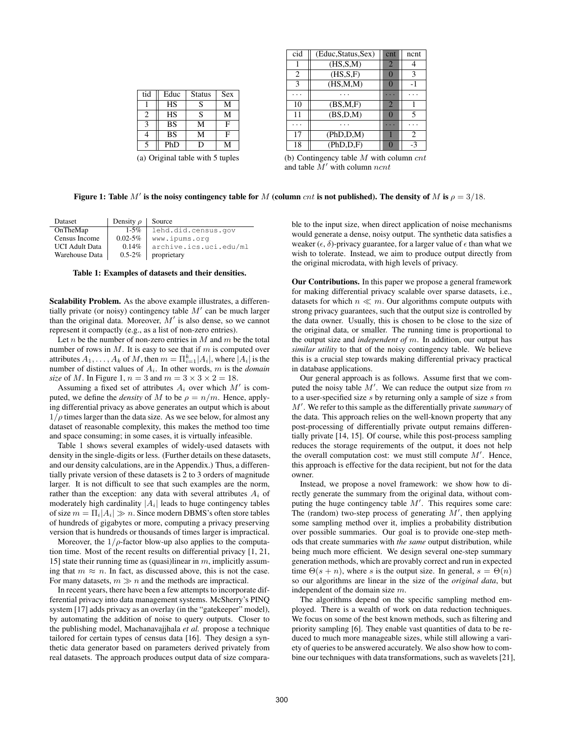| tid | Educ | Status | Sex |
|---|---|---|---|
| 1 | HS | S | M |
| 2 | HS | S | M |
| 3 | BS | M | F |
| 4 | BS | M | F |
| 5 | PhD | D | M |

(a) Original table with 5 tuples

| cid | (Educ,Status,Sex) | cnt | ncnt |
|---|---|---|---|
| 1 | (HS,S,M) | 2 | 4 |
| 2 | (HS,S,F) | 0 | 3 |
| 3 | (HS,M,M) | 0 | -1 |
| ... | ... | ... | ... |
| 10 | (BS,M,F) | 2 | 1 |
| 11 | (BS,D,M) | 0 | 5 |
| ... | ... | ... | ... |
| 17 | (PhD,D,M) | 1 | 2 |
| 18 | (PhD,D,F) | 0 | -3 |

(b) Contingency table $M$ with column $cnt$ and table $M'$ with column $ncnt$

**Figure 1: Table $M'$ is the noisy contingency table for $M$ (column $cnt$ is not published). The density of $M$ is $\rho = 3/18$.**

| Dataset | Density $\rho$ | Source |
|---|---|---|
| OnTheMap | 1-5% | lehd.did.census.gov |
| Census Income | 0.02-5% | www.ipums.org |
| UCI Adult Data | 0.14% | archive.ics.uci.edu/ml |
| Warehouse Data | 0.5-2% | proprietary |

**Table 1: Examples of datasets and their densities.**

**Scalability Problem.** As the above example illustrates, a differentially private (or noisy) contingency table $M'$ can be much larger than the original data. Moreover, $M'$ is also dense, so we cannot represent it compactly (e.g., as a list of non-zero entries).

Let $n$ be the number of non-zero entries in $M$ and $m$ be the total number of rows in $M$. It is easy to see that if $m$ is computed over attributes $A_1, \ldots, A_k$ of $M$, then $m = \Pi_{i=1}^{k} |A_i|$, where $|A_i|$ is the number of distinct values of $A_i$. In other words, $m$ is the *domain size* of $M$. In Figure 1, $n = 3$ and $m = 3 \times 3 \times 2 = 18$.

Assuming a fixed set of attributes $A_i$ over which $M'$ is computed, we define the *density* of $M$ to be $\rho = n/m$. Hence, applying differential privacy as above generates an output which is about $1/\rho$ times larger than the data size. As we see below, for almost any dataset of reasonable complexity, this makes the method too time and space consuming; in some cases, it is virtually infeasible.

Table 1 shows several examples of widely-used datasets with density in the single-digits or less. (Further details on these datasets, and our density calculations, are in the Appendix.) Thus, a differentially private version of these datasets is 2 to 3 orders of magnitude larger. It is not difficult to see that such examples are the norm, rather than the exception: any data with several attributes $A_i$ of moderately high cardinality $|A_i|$ leads to huge contingency tables of size $m = \Pi_i |A_i| \gg n$. Since modern DBMS's often store tables of hundreds of gigabytes or more, computing a privacy preserving version that is hundreds or thousands of times larger is impractical.

Moreover, the $1/\rho$-factor blow-up also applies to the computation time. Most of the recent results on differential privacy [1, 21, 15] state their running time as (quasi)linear in $m$, implicitly assuming that $m \approx n$. In fact, as discussed above, this is not the case. For many datasets, $m \gg n$ and the methods are impractical.

In recent years, there have been a few attempts to incorporate differential privacy into data management systems. McSherry's PINQ system [17] adds privacy as an overlay (in the "gatekeeper" model), by automating the addition of noise to query outputs. Closer to the publishing model, Machanavajjhala *et al.* propose a technique tailored for certain types of census data [16]. They design a synthetic data generator based on parameters derived privately from real datasets. The approach produces output data of size comparable to the input size, when direct application of noise mechanisms would generate a dense, noisy output. The synthetic data satisfies a weaker $(\epsilon, \delta)$-privacy guarantee, for a larger value of $\epsilon$ than what we wish to tolerate. Instead, we aim to produce output directly from the original microdata, with high levels of privacy.

**Our Contributions.** In this paper we propose a general framework for making differential privacy scalable over sparse datasets, i.e., datasets for which $n \ll m$. Our algorithms compute outputs with strong privacy guarantees, such that the output size is controlled by the data owner. Usually, this is chosen to be close to the size of the original data, or smaller. The running time is proportional to the output size and *independent of* $m$. In addition, our output has *similar utility* to that of the noisy contingency table. We believe this is a crucial step towards making differential privacy practical in database applications.

Our general approach is as follows. Assume first that we computed the noisy table $M'$. We can reduce the output size from $m$ to a user-specified size $s$ by returning only a sample of size $s$ from $M'$. We refer to this sample as the differentially private *summary* of the data. This approach relies on the well-known property that any post-processing of differentially private output remains differentially private [14, 15]. Of course, while this post-process sampling reduces the storage requirements of the output, it does not help the overall computation cost: we must still compute $M'$. Hence, this approach is effective for the data recipient, but not for the data owner.

Instead, we propose a novel framework: we show how to directly generate the summary from the original data, without computing the huge contingency table $M'$. This requires some care: The (random) two-step process of generating $M'$, then applying some sampling method over it, implies a probability distribution over possible summaries. Our goal is to provide one-step methods that create summaries with *the same* output distribution, while being much more efficient. We design several one-step summary generation methods, which are provably correct and run in expected time $\Theta(s + n)$, where $s$ is the output size. In general, $s = \Theta(n)$ so our algorithms are linear in the size of the *original data*, but independent of the domain size $m$.

The algorithms depend on the specific sampling method employed. There is a wealth of work on data reduction techniques. We focus on some of the best known methods, such as filtering and priority sampling [6]. They enable vast quantities of data to be reduced to much more manageable sizes, while still allowing a variety of queries to be answered accurately. We also show how to combine our techniques with data transformations, such as wavelets [21],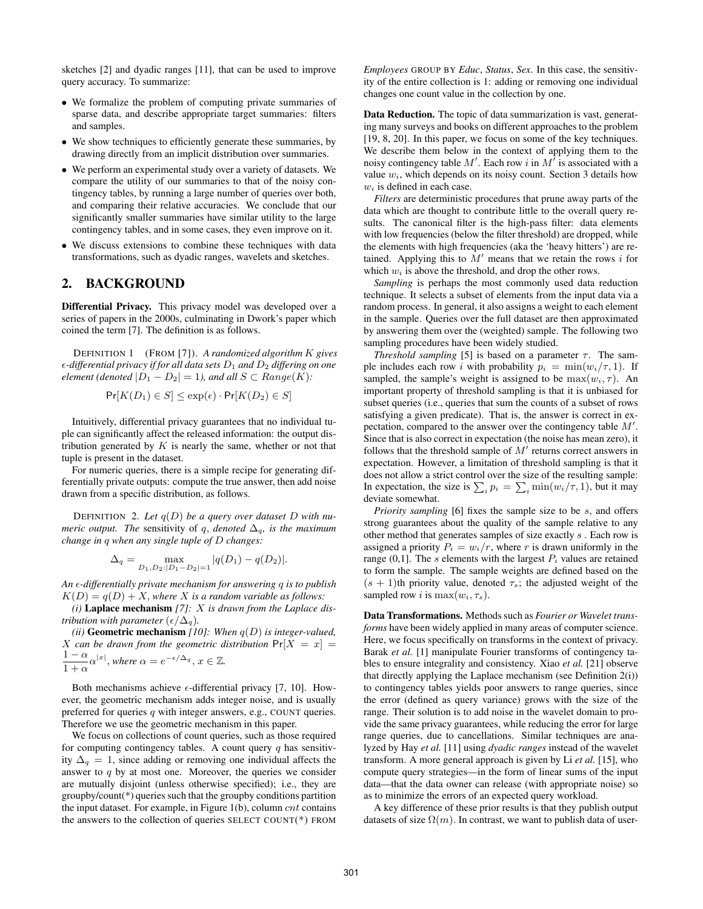sketches [2] and dyadic ranges [11], that can be used to improve query accuracy. To summarize:

- We formalize the problem of computing private summaries of sparse data, and describe appropriate target summaries: filters and samples.
- We show techniques to efficiently generate these summaries, by drawing directly from an implicit distribution over summaries.
- We perform an experimental study over a variety of datasets. We compare the utility of our summaries to that of the noisy contingency tables, by running a large number of queries over both, and comparing their relative accuracies. We conclude that our significantly smaller summaries have similar utility to the large contingency tables, and in some cases, they even improve on it.
- We discuss extensions to combine these techniques with data transformations, such as dyadic ranges, wavelets and sketches.

## 2. BACKGROUND

**Differential Privacy.** This privacy model was developed over a series of papers in the 2000s, culminating in Dwork's paper which coined the term [7]. The definition is as follows.

DEFINITION 1 (FROM [7]). *A randomized algorithm $K$ gives $\epsilon$-differential privacy if for all data sets $D_1$ and $D_2$ differing on one element (denoted $|D_1 - D_2| = 1$), and all $S \subset Range(K)$:*

$$\mathsf{Pr}[K(D_1) \in S] \leq \exp(\epsilon) \cdot \mathsf{Pr}[K(D_2) \in S]$$

Intuitively, differential privacy guarantees that no individual tuple can significantly affect the released information: the output distribution generated by $K$ is nearly the same, whether or not that tuple is present in the dataset.

For numeric queries, there is a simple recipe for generating differentially private outputs: compute the true answer, then add noise drawn from a specific distribution, as follows.

DEFINITION 2. *Let $q(D)$ be a query over dataset $D$ with numeric output. The* sensitivity *of $q$, denoted $\Delta_q$, is the maximum change in $q$ when any single tuple of $D$ changes:*

$$\Delta_q = \max_{D_1, D_2 : |D_1 - D_2| = 1} |q(D_1) - q(D_2)|.$$

*An $\epsilon$-differentially private mechanism for answering $q$ is to publish $K(D) = q(D) + X$, where $X$ is a random variable as follows:*

*(i)* **Laplace mechanism** *[7]: $X$ is drawn from the Laplace distribution with parameter $(\epsilon/\Delta_q)$.*

*(ii)* **Geometric mechanism** *[10]: When $q(D)$ is integer-valued, $X$ can be drawn from the geometric distribution $\mathsf{Pr}[X = x] = \frac{1-\alpha}{1+\alpha}\alpha^{|x|}$, where $\alpha = e^{-\epsilon/\Delta_q}$, $x \in \mathbb{Z}$.*

Both mechanisms achieve $\epsilon$-differential privacy [7, 10]. However, the geometric mechanism adds integer noise, and is usually preferred for queries $q$ with integer answers, e.g., COUNT queries. Therefore we use the geometric mechanism in this paper.

We focus on collections of count queries, such as those required for computing contingency tables. A count query $q$ has sensitivity $\Delta_q = 1$, since adding or removing one individual affects the answer to $q$ by at most one. Moreover, the queries we consider are mutually disjoint (unless otherwise specified); i.e., they are groupby/count(*) queries such that the groupby conditions partition the input dataset. For example, in Figure 1(b), column *cnt* contains the answers to the collection of queries SELECT COUNT(*) FROM *Employees* GROUP BY *Educ*, *Status*, *Sex*. In this case, the sensitivity of the entire collection is 1: adding or removing one individual changes one count value in the collection by one.

**Data Reduction.** The topic of data summarization is vast, generating many surveys and books on different approaches to the problem [19, 8, 20]. In this paper, we focus on some of the key techniques. We describe them below in the context of applying them to the noisy contingency table $M'$. Each row $i$ in $M'$ is associated with a value $w_i$, which depends on its noisy count. Section 3 details how $w_i$ is defined in each case.

*Filters* are deterministic procedures that prune away parts of the data which are thought to contribute little to the overall query results. The canonical filter is the high-pass filter: data elements with low frequencies (below the filter threshold) are dropped, while the elements with high frequencies (aka the 'heavy hitters') are retained. Applying this to $M'$ means that we retain the rows $i$ for which $w_i$ is above the threshold, and drop the other rows.

*Sampling* is perhaps the most commonly used data reduction technique. It selects a subset of elements from the input data via a random process. In general, it also assigns a weight to each element in the sample. Queries over the full dataset are then approximated by answering them over the (weighted) sample. The following two sampling procedures have been widely studied.

*Threshold sampling* [5] is based on a parameter $\tau$. The sample includes each row $i$ with probability $p_i = \min(w_i/\tau, 1)$. If sampled, the sample's weight is assigned to be $\max(w_i, \tau)$. An important property of threshold sampling is that it is unbiased for subset queries (i.e., queries that sum the counts of a subset of rows satisfying a given predicate). That is, the answer is correct in expectation, compared to the answer over the contingency table $M'$. Since that is also correct in expectation (the noise has mean zero), it follows that the threshold sample of $M'$ returns correct answers in expectation. However, a limitation of threshold sampling is that it does not allow a strict control over the size of the resulting sample: In expectation, the size is $\sum_i p_i = \sum_i \min(w_i/\tau, 1)$, but it may deviate somewhat.

*Priority sampling* [6] fixes the sample size to be $s$, and offers strong guarantees about the quality of the sample relative to any other method that generates samples of size exactly $s$. Each row is assigned a priority $P_i = w_i/r$, where $r$ is drawn uniformly in the range (0,1]. The $s$ elements with the largest $P_i$ values are retained to form the sample. The sample weights are defined based on the $(s+1)$th priority value, denoted $\tau_s$; the adjusted weight of the sampled row $i$ is $\max(w_i, \tau_s)$.

**Data Transformations.** Methods such as *Fourier or Wavelet transforms* have been widely applied in many areas of computer science. Here, we focus specifically on transforms in the context of privacy. Barak *et al.* [1] manipulate Fourier transforms of contingency tables to ensure integrality and consistency. Xiao *et al.* [21] observe that directly applying the Laplace mechanism (see Definition 2(i)) to contingency tables yields poor answers to range queries, since the error (defined as query variance) grows with the size of the range. Their solution is to add noise in the wavelet domain to provide the same privacy guarantees, while reducing the error for large range queries, due to cancellations. Similar techniques are analyzed by Hay *et al.* [11] using *dyadic ranges* instead of the wavelet transform. A more general approach is given by Li *et al.* [15], who compute query strategies—in the form of linear sums of the input data—that the data owner can release (with appropriate noise) so as to minimize the errors of an expected query workload.

A key difference of these prior results is that they publish output datasets of size $\Omega(m)$. In contrast, we want to publish data of user-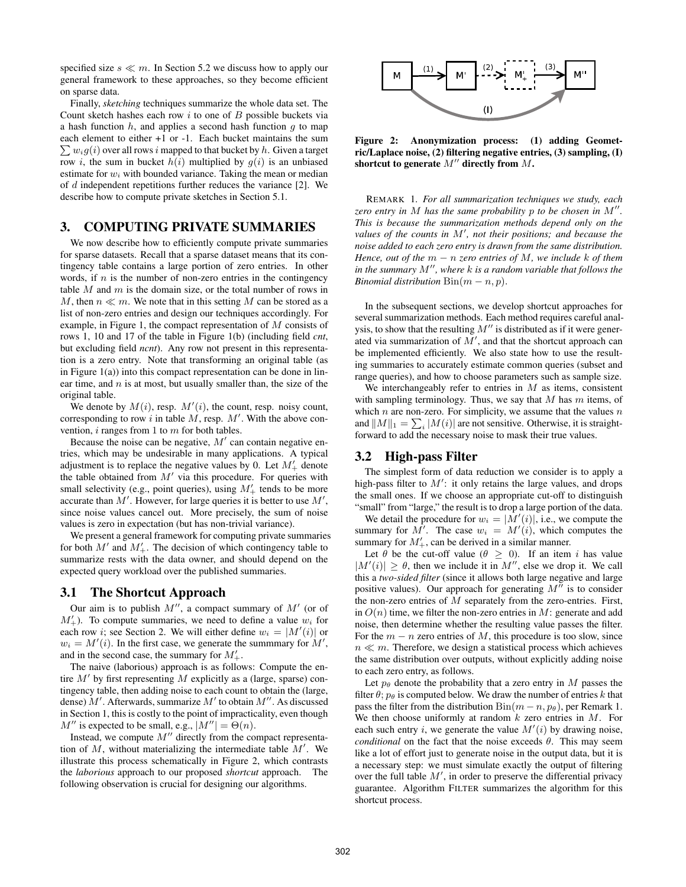specified size $s \ll m$. In Section 5.2 we discuss how to apply our general framework to these approaches, so they become efficient on sparse data.

Finally, *sketching* techniques summarize the whole data set. The Count sketch hashes each row $i$ to one of $B$ possible buckets via a hash function $h$, and applies a second hash function $g$ to map each element to either +1 or -1. Each bucket maintains the sum $\sum w_i g(i)$ over all rows $i$ mapped to that bucket by $h$. Given a target row $i$, the sum in bucket $h(i)$ multiplied by $g(i)$ is an unbiased estimate for $w_i$ with bounded variance. Taking the mean or median of $d$ independent repetitions further reduces the variance [2]. We describe how to compute private sketches in Section 5.1.

## 3. COMPUTING PRIVATE SUMMARIES

We now describe how to efficiently compute private summaries for sparse datasets. Recall that a sparse dataset means that its contingency table contains a large portion of zero entries. In other words, if $n$ is the number of non-zero entries in the contingency table $M$ and $m$ is the domain size, or the total number of rows in $M$, then $n \ll m$. We note that in this setting $M$ can be stored as a list of non-zero entries and design our techniques accordingly. For example, in Figure 1, the compact representation of $M$ consists of rows 1, 10 and 17 of the table in Figure 1(b) (including field *cnt*, but excluding field *ncnt*). Any row not present in this representation is a zero entry. Note that transforming an original table (as in Figure 1(a)) into this compact representation can be done in linear time, and $n$ is at most, but usually smaller than, the size of the original table.

We denote by $M(i)$, resp. $M'(i)$, the count, resp. noisy count, corresponding to row $i$ in table $M$, resp. $M'$. With the above convention, $i$ ranges from 1 to $m$ for both tables.

Because the noise can be negative, $M'$ can contain negative entries, which may be undesirable in many applications. A typical adjustment is to replace the negative values by 0. Let $M'_+$ denote the table obtained from $M'$ via this procedure. For queries with small selectivity (e.g., point queries), using $M'_+$ tends to be more accurate than $M'$. However, for large queries it is better to use $M'$, since noise values cancel out. More precisely, the sum of noise values is zero in expectation (but has non-trivial variance).

We present a general framework for computing private summaries for both $M'$ and $M'_+$. The decision of which contingency table to summarize rests with the data owner, and should depend on the expected query workload over the published summaries.

### 3.1 The Shortcut Approach

Our aim is to publish $M''$, a compact summary of $M'$ (or of $M'_+$). To compute summaries, we need to define a value $w_i$ for each row $i$; see Section 2. We will either define $w_i = |M'(i)|$ or $w_i = M'(i)$. In the first case, we generate the summmary for $M'$, and in the second case, the summary for $M'_+$.

The naive (laborious) approach is as follows: Compute the entire $M'$ by first representing $M$ explicitly as a (large, sparse) contingency table, then adding noise to each count to obtain the (large, dense) $M'$. Afterwards, summarize $M'$ to obtain $M''$. As discussed in Section 1, this is costly to the point of impracticality, even though $M''$ is expected to be small, e.g., $|M''| = \Theta(n)$.

Instead, we compute $M''$ directly from the compact representation of $M$, without materializing the intermediate table $M'$. We illustrate this process schematically in Figure 2, which contrasts the *laborious* approach to our proposed *shortcut* approach. The following observation is crucial for designing our algorithms.

M
(1)
M'
(2)
M'+
(3)
M''
(I)

**Figure 2: Anonymization process: (1) adding Geometric/Laplace noise, (2) filtering negative entries, (3) sampling, (I) shortcut to generate $M''$ directly from $M$.**

REMARK 1. *For all summarization techniques we study, each zero entry in $M$ has the same probability $p$ to be chosen in $M''$. This is because the summarization methods depend only on the values of the counts in $M'$, not their positions; and because the noise added to each zero entry is drawn from the same distribution. Hence, out of the $m - n$ zero entries of $M$, we include $k$ of them in the summary $M''$, where $k$ is a random variable that follows the Binomial distribution $\text{Bin}(m - n, p)$.*

In the subsequent sections, we develop shortcut approaches for several summarization methods. Each method requires careful analysis, to show that the resulting $M''$ is distributed as if it were generated via summarization of $M'$, and that the shortcut approach can be implemented efficiently. We also state how to use the resulting summaries to accurately estimate common queries (subset and range queries), and how to choose parameters such as sample size.

We interchangeably refer to entries in $M$ as items, consistent with sampling terminology. Thus, we say that $M$ has $m$ items, of which $n$ are non-zero. For simplicity, we assume that the values $n$ and $\|M\|_1 = \sum_i |M(i)|$ are not sensitive. Otherwise, it is straightforward to add the necessary noise to mask their true values.

### 3.2 High-pass Filter

The simplest form of data reduction we consider is to apply a high-pass filter to $M'$: it only retains the large values, and drops the small ones. If we choose an appropriate cut-off to distinguish "small" from "large," the result is to drop a large portion of the data.

We detail the procedure for $w_i = |M'(i)|$, i.e., we compute the summary for $M'$. The case $w_i = M'(i)$, which computes the summary for $M'_+$, can be derived in a similar manner.

Let $\theta$ be the cut-off value ($\theta \geq 0$). If an item $i$ has value $|M'(i)| \geq \theta$, then we include it in $M''$, else we drop it. We call this a *two-sided filter* (since it allows both large negative and large positive values). Our approach for generating $M''$ is to consider the non-zero entries of $M$ separately from the zero-entries. First, in $O(n)$ time, we filter the non-zero entries in $M$: generate and add noise, then determine whether the resulting value passes the filter. For the $m - n$ zero entries of $M$, this procedure is too slow, since $n \ll m$. Therefore, we design a statistical process which achieves the same distribution over outputs, without explicitly adding noise to each zero entry, as follows.

Let $p_\theta$ denote the probability that a zero entry in $M$ passes the filter $\theta$; $p_\theta$ is computed below. We draw the number of entries $k$ that pass the filter from the distribution $\text{Bin}(m - n, p_\theta)$, per Remark 1. We then choose uniformly at random $k$ zero entries in $M$. For each such entry $i$, we generate the value $M'(i)$ by drawing noise, *conditional* on the fact that the noise exceeds $\theta$. This may seem like a lot of effort just to generate noise in the output data, but it is a necessary step: we must simulate exactly the output of filtering over the full table $M'$, in order to preserve the differential privacy guarantee. Algorithm FILTER summarizes the algorithm for this shortcut process.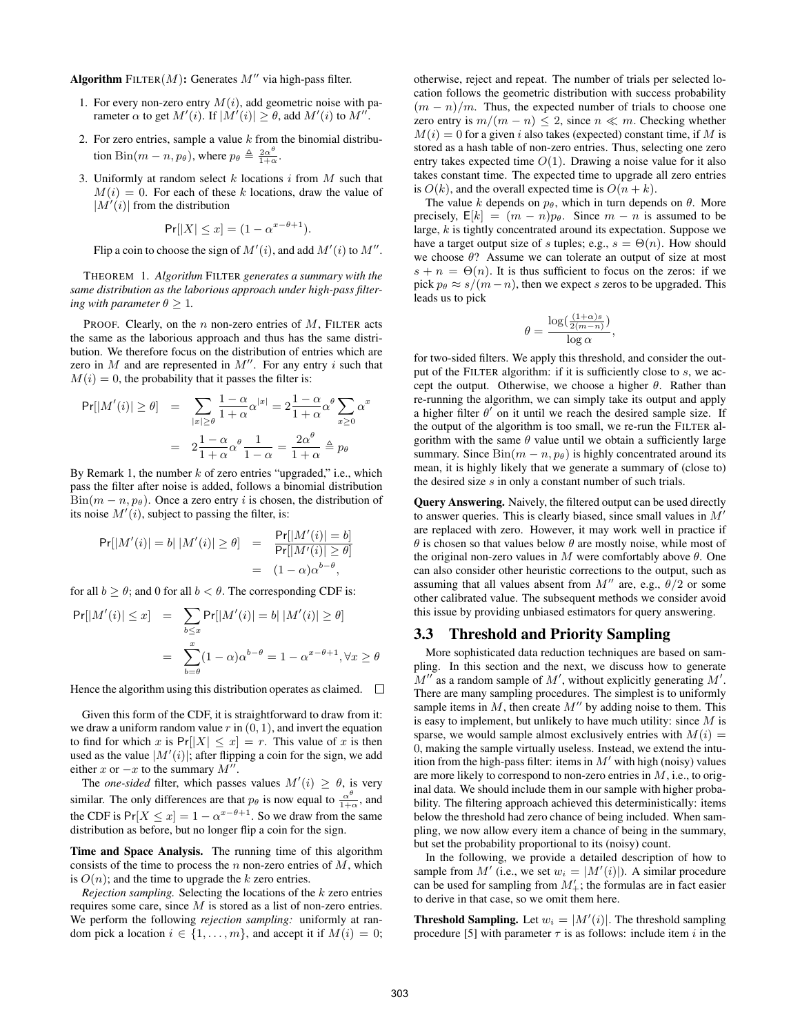**Algorithm** FILTER$(M)$**:** Generates $M''$ via high-pass filter.

1. For every non-zero entry $M(i)$, add geometric noise with parameter $\alpha$ to get $M'(i)$. If $|M'(i)| \geq \theta$, add $M'(i)$ to $M''$.
2. For zero entries, sample a value $k$ from the binomial distribution $\text{Bin}(m-n, p_\theta)$, where $p_\theta \triangleq \frac{2\alpha^\theta}{1+\alpha}$.
3. Uniformly at random select $k$ locations $i$ from $M$ such that $M(i) = 0$. For each of these $k$ locations, draw the value of $|M'(i)|$ from the distribution

$$\Pr[|X| \leq x] = (1 - \alpha^{x-\theta+1}).$$

Flip a coin to choose the sign of $M'(i)$, and add $M'(i)$ to $M''$.

THEOREM 1. *Algorithm* FILTER *generates a summary with the same distribution as the laborious approach under high-pass filtering with parameter $\theta \geq 1$.*

PROOF. Clearly, on the $n$ non-zero entries of $M$, FILTER acts the same as the laborious approach and thus has the same distribution. We therefore focus on the distribution of entries which are zero in $M$ and are represented in $M''$. For any entry $i$ such that $M(i) = 0$, the probability that it passes the filter is:

$$\begin{aligned}
\Pr[|M'(i)| \geq \theta] &= \sum_{|x| \geq \theta} \frac{1-\alpha}{1+\alpha} \alpha^{|x|} = 2\frac{1-\alpha}{1+\alpha}\alpha^\theta \sum_{x \geq 0} \alpha^x \\
&= 2\frac{1-\alpha}{1+\alpha}\alpha^\theta \frac{1}{1-\alpha} = \frac{2\alpha^\theta}{1+\alpha} \triangleq p_\theta
\end{aligned}$$

By Remark 1, the number $k$ of zero entries "upgraded," i.e., which pass the filter after noise is added, follows a binomial distribution $\text{Bin}(m-n, p_\theta)$. Once a zero entry $i$ is chosen, the distribution of its noise $M'(i)$, subject to passing the filter, is:

$$\begin{aligned}
\Pr[|M'(i)| = b \mid |M'(i)| \geq \theta] &= \frac{\Pr[|M'(i)| = b]}{\Pr[|M'(i)| \geq \theta]} \\
&= (1-\alpha)\alpha^{b-\theta},
\end{aligned}$$

for all $b \geq \theta$; and 0 for all $b < \theta$. The corresponding CDF is:

$$\begin{aligned}
\Pr[|M'(i)| \leq x] &= \sum_{b \leq x} \Pr[|M'(i)| = b \mid |M'(i)| \geq \theta] \\
&= \sum_{b=\theta}^{x} (1-\alpha)\alpha^{b-\theta} = 1 - \alpha^{x-\theta+1}, \forall x \geq \theta
\end{aligned}$$

Hence the algorithm using this distribution operates as claimed. □

Given this form of the CDF, it is straightforward to draw from it: we draw a uniform random value $r$ in $(0, 1)$, and invert the equation to find for which $x$ is $\Pr[|X| \leq x] = r$. This value of $x$ is then used as the value $|M'(i)|$; after flipping a coin for the sign, we add either $x$ or $-x$ to the summary $M''$.

The *one-sided* filter, which passes values $M'(i) \geq \theta$, is very similar. The only differences are that $p_\theta$ is now equal to $\frac{\alpha^\theta}{1+\alpha}$, and the CDF is $\Pr[X \leq x] = 1 - \alpha^{x-\theta+1}$. So we draw from the same distribution as before, but no longer flip a coin for the sign.

**Time and Space Analysis.** The running time of this algorithm consists of the time to process the $n$ non-zero entries of $M$, which is $O(n)$; and the time to upgrade the $k$ zero entries.

*Rejection sampling.* Selecting the locations of the $k$ zero entries requires some care, since $M$ is stored as a list of non-zero entries. We perform the following *rejection sampling:* uniformly at random pick a location $i \in \{1, \ldots, m\}$, and accept it if $M(i) = 0$; otherwise, reject and repeat. The number of trials per selected location follows the geometric distribution with success probability $(m-n)/m$. Thus, the expected number of trials to choose one zero entry is $m/(m-n) \leq 2$, since $n \ll m$. Checking whether $M(i) = 0$ for a given $i$ also takes (expected) constant time, if $M$ is stored as a hash table of non-zero entries. Thus, selecting one zero entry takes expected time $O(1)$. Drawing a noise value for it also takes constant time. The expected time to upgrade all zero entries is $O(k)$, and the overall expected time is $O(n+k)$.

The value $k$ depends on $p_\theta$, which in turn depends on $\theta$. More precisely, $\mathsf{E}[k] = (m-n)p_\theta$. Since $m-n$ is assumed to be large, $k$ is tightly concentrated around its expectation. Suppose we have a target output size of $s$ tuples; e.g., $s = \Theta(n)$. How should we choose $\theta$? Assume we can tolerate an output of size at most $s + n = \Theta(n)$. It is thus sufficient to focus on the zeros: if we pick $p_\theta \approx s/(m-n)$, then we expect $s$ zeros to be upgraded. This leads us to pick

$$\theta = \frac{\log(\frac{(1+\alpha)s}{2(m-n)})}{\log \alpha},$$

for two-sided filters. We apply this threshold, and consider the output of the FILTER algorithm: if it is sufficiently close to $s$, we accept the output. Otherwise, we choose a higher $\theta$. Rather than re-running the algorithm, we can simply take its output and apply a higher filter $\theta'$ on it until we reach the desired sample size. If the output of the algorithm is too small, we re-run the FILTER algorithm with the same $\theta$ value until we obtain a sufficiently large summary. Since $\text{Bin}(m-n, p_\theta)$ is highly concentrated around its mean, it is highly likely that we generate a summary of (close to) the desired size $s$ in only a constant number of such trials.

**Query Answering.** Naively, the filtered output can be used directly to answer queries. This is clearly biased, since small values in $M'$ are replaced with zero. However, it may work well in practice if $\theta$ is chosen so that values below $\theta$ are mostly noise, while most of the original non-zero values in $M$ were comfortably above $\theta$. One can also consider other heuristic corrections to the output, such as assuming that all values absent from $M''$ are, e.g., $\theta/2$ or some other calibrated value. The subsequent methods we consider avoid this issue by providing unbiased estimators for query answering.

## 3.3 Threshold and Priority Sampling

More sophisticated data reduction techniques are based on sampling. In this section and the next, we discuss how to generate $M''$ as a random sample of $M'$, without explicitly generating $M'$. There are many sampling procedures. The simplest is to uniformly sample items in $M$, then create $M''$ by adding noise to them. This is easy to implement, but unlikely to have much utility: since $M$ is sparse, we would sample almost exclusively entries with $M(i) = 0$, making the sample virtually useless. Instead, we extend the intuition from the high-pass filter: items in $M'$ with high (noisy) values are more likely to correspond to non-zero entries in $M$, i.e., to original data. We should include them in our sample with higher probability. The filtering approach achieved this deterministically: items below the threshold had zero chance of being included. When sampling, we now allow every item a chance of being in the summary, but set the probability proportional to its (noisy) count.

In the following, we provide a detailed description of how to sample from $M'$ (i.e., we set $w_i = |M'(i)|$). A similar procedure can be used for sampling from $M'_+$; the formulas are in fact easier to derive in that case, so we omit them here.

**Threshold Sampling.** Let $w_i = |M'(i)|$. The threshold sampling procedure [5] with parameter $\tau$ is as follows: include item $i$ in the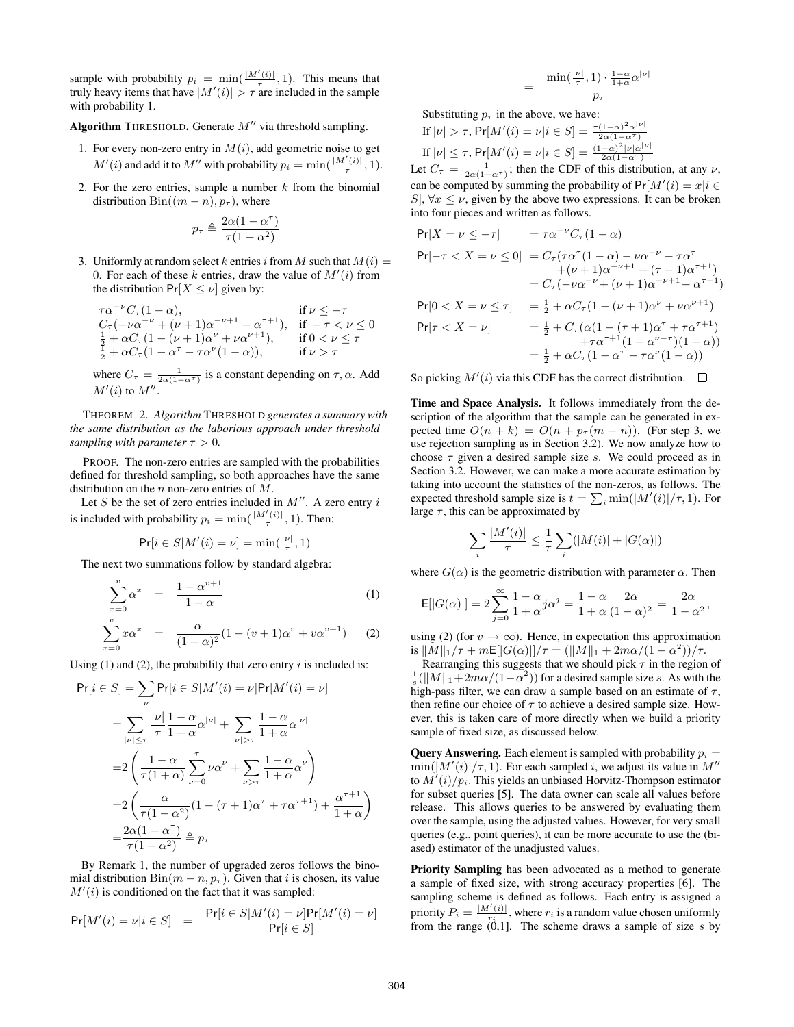sample with probability $p_i = \min(\frac{|M'(i)|}{\tau}, 1)$. This means that truly heavy items that have $|M'(i)| > \tau$ are included in the sample with probability 1.

**Algorithm** THRESHOLD. Generate $M''$ via threshold sampling.

1. For every non-zero entry in $M(i)$, add geometric noise to get $M'(i)$ and add it to $M''$ with probability $p_i = \min(\frac{|M'(i)|}{\tau}, 1)$.
2. For the zero entries, sample a number $k$ from the binomial distribution $\text{Bin}((m-n), p_\tau)$, where

$$p_\tau \triangleq \frac{2\alpha(1-\alpha^\tau)}{\tau(1-\alpha^2)}$$

3. Uniformly at random select $k$ entries $i$ from $M$ such that $M(i) = 0$. For each of these $k$ entries, draw the value of $M'(i)$ from the distribution $\Pr[X \leq \nu]$ given by:

$$\begin{array}{ll} \tau\alpha^{-\nu}C_\tau(1-\alpha), & \text{if } \nu \leq -\tau \\ C_\tau(-\nu\alpha^{-\nu} + (\nu+1)\alpha^{-\nu+1} - \alpha^{\tau+1}), & \text{if } -\tau < \nu \leq 0 \\ \frac{1}{2} + \alpha C_\tau(1-(\nu+1)\alpha^\nu + \nu\alpha^{\nu+1}), & \text{if } 0 < \nu \leq \tau \\ \frac{1}{2} + \alpha C_\tau(1-\alpha^\tau - \tau\alpha^\nu(1-\alpha)), & \text{if } \nu > \tau \end{array}$$

where $C_\tau = \frac{1}{2\alpha(1-\alpha^\tau)}$ is a constant depending on $\tau, \alpha$. Add $M'(i)$ to $M''$.

THEOREM 2. *Algorithm* THRESHOLD *generates a summary with the same distribution as the laborious approach under threshold sampling with parameter $\tau > 0$.*

PROOF. The non-zero entries are sampled with the probabilities defined for threshold sampling, so both approaches have the same distribution on the $n$ non-zero entries of $M$.

Let $S$ be the set of zero entries included in $M''$. A zero entry $i$ is included with probability $p_i = \min(\frac{|M'(i)|}{\tau}, 1)$. Then:

$$\Pr[i \in S | M'(i) = \nu] = \min(\tfrac{|\nu|}{\tau}, 1)$$

The next two summations follow by standard algebra:

$$\sum_{x=0}^{v} \alpha^x = \frac{1-\alpha^{v+1}}{1-\alpha} \quad (1)$$

$$\sum_{x=0}^{v} x\alpha^x = \frac{\alpha}{(1-\alpha)^2}(1-(v+1)\alpha^v + v\alpha^{v+1}) \quad (2)$$

Using (1) and (2), the probability that zero entry $i$ is included is:

$$\begin{aligned} \Pr[i \in S] &= \sum_\nu \Pr[i \in S | M'(i) = \nu] \Pr[M'(i) = \nu] \\ &= \sum_{|\nu| \leq \tau} \frac{|\nu|}{\tau} \frac{1-\alpha}{1+\alpha}\alpha^{|\nu|} + \sum_{|\nu| > \tau} \frac{1-\alpha}{1+\alpha}\alpha^{|\nu|} \\ &= 2\left(\frac{1-\alpha}{\tau(1+\alpha)} \sum_{\nu=0}^{\tau} \nu\alpha^\nu + \sum_{\nu > \tau} \frac{1-\alpha}{1+\alpha}\alpha^\nu\right) \\ &= 2\left(\frac{\alpha}{\tau(1-\alpha^2)}(1-(\tau+1)\alpha^\tau + \tau\alpha^{\tau+1}) + \frac{\alpha^{\tau+1}}{1+\alpha}\right) \\ &= \frac{2\alpha(1-\alpha^\tau)}{\tau(1-\alpha^2)} \triangleq p_\tau \end{aligned}$$

By Remark 1, the number of upgraded zeros follows the binomial distribution $\text{Bin}(m-n, p_\tau)$. Given that $i$ is chosen, its value $M'(i)$ is conditioned on the fact that it was sampled:

$$\begin{aligned} \Pr[M'(i) = \nu | i \in S] &= \frac{\Pr[i \in S | M'(i) = \nu] \Pr[M'(i) = \nu]}{\Pr[i \in S]} \\ &= \frac{\min(\frac{|\nu|}{\tau}, 1) \cdot \frac{1-\alpha}{1+\alpha}\alpha^{|\nu|}}{p_\tau} \end{aligned}$$

Substituting $p_\tau$ in the above, we have:

If $|\nu| > \tau$, $\Pr[M'(i) = \nu | i \in S] = \frac{\tau(1-\alpha)^2\alpha^{|\nu|}}{2\alpha(1-\alpha^\tau)}$

If $|\nu| \leq \tau$, $\Pr[M'(i) = \nu | i \in S] = \frac{(1-\alpha)^2|\nu|\alpha^{|\nu|}}{2\alpha(1-\alpha^\tau)}$

Let $C_\tau = \frac{1}{2\alpha(1-\alpha^\tau)}$; then the CDF of this distribution, at any $\nu$, can be computed by summing the probability of $\Pr[M'(i) = x | i \in S]$, $\forall x \leq \nu$, given by the above two expressions. It can be broken into four pieces and written as follows.

$$\begin{aligned} \Pr[X = \nu \leq -\tau] &= \tau\alpha^{-\nu}C_\tau(1-\alpha) \\ \Pr[-\tau < X = \nu \leq 0] &= C_\tau(\tau\alpha^\tau(1-\alpha) - \nu\alpha^{-\nu} - \tau\alpha^\tau \\ &\quad + (\nu+1)\alpha^{-\nu+1} + (\tau-1)\alpha^{\tau+1}) \\ &= C_\tau(-\nu\alpha^{-\nu} + (\nu+1)\alpha^{-\nu+1} - \alpha^{\tau+1}) \\ \Pr[0 < X = \nu \leq \tau] &= \tfrac{1}{2} + \alpha C_\tau(1-(\nu+1)\alpha^\nu + \nu\alpha^{\nu+1}) \\ \Pr[\tau < X = \nu] &= \tfrac{1}{2} + C_\tau(\alpha(1-(\tau+1)\alpha^\tau + \tau\alpha^{\tau+1}) \\ &\quad + \tau\alpha^{\tau+1}(1-\alpha^{\nu-\tau})(1-\alpha)) \\ &= \tfrac{1}{2} + \alpha C_\tau(1-\alpha^\tau - \tau\alpha^\nu(1-\alpha)) \end{aligned}$$

So picking $M'(i)$ via this CDF has the correct distribution. □

**Time and Space Analysis.** It follows immediately from the description of the algorithm that the sample can be generated in expected time $O(n+k) = O(n + p_\tau(m-n))$. (For step 3, we use rejection sampling as in Section 3.2). We now analyze how to choose $\tau$ given a desired sample size $s$. We could proceed as in Section 3.2. However, we can make a more accurate estimation by taking into account the statistics of the non-zeros, as follows. The expected threshold sample size is $t = \sum_i \min(|M'(i)|/\tau, 1)$. For large $\tau$, this can be approximated by

$$\sum_i \frac{|M'(i)|}{\tau} \leq \frac{1}{\tau}\sum_i (|M(i)| + |G(\alpha)|)$$

where $G(\alpha)$ is the geometric distribution with parameter $\alpha$. Then

$$\mathsf{E}[|G(\alpha)|] = 2\sum_{j=0}^{\infty} \frac{1-\alpha}{1+\alpha} j\alpha^j = \frac{1-\alpha}{1+\alpha}\frac{2\alpha}{(1-\alpha)^2} = \frac{2\alpha}{1-\alpha^2},$$

using (2) (for $v \to \infty$). Hence, in expectation this approximation is $\|M\|_1/\tau + m\mathsf{E}[|G(\alpha)|]/\tau = (\|M\|_1 + 2m\alpha/(1-\alpha^2))/\tau$.

Rearranging this suggests that we should pick $\tau$ in the region of $\frac{1}{s}(\|M\|_1 + 2m\alpha/(1-\alpha^2))$ for a desired sample size $s$. As with the high-pass filter, we can draw a sample based on an estimate of $\tau$, then refine our choice of $\tau$ to achieve a desired sample size. However, this is taken care of more directly when we build a priority sample of fixed size, as discussed below.

**Query Answering.** Each element is sampled with probability $p_i = \min(|M'(i)|/\tau, 1)$. For each sampled $i$, we adjust its value in $M''$ to $M'(i)/p_i$. This yields an unbiased Horvitz-Thompson estimator for subset queries [5]. The data owner can scale all values before release. This allows queries to be answered by evaluating them over the sample, using the adjusted values. However, for very small queries (e.g., point queries), it can be more accurate to use the (biased) estimator of the unadjusted values.

**Priority Sampling** has been advocated as a method to generate a sample of fixed size, with strong accuracy properties [6]. The sampling scheme is defined as follows. Each entry is assigned a priority $P_i = \frac{|M'(i)|}{r_i}$, where $r_i$ is a random value chosen uniformly from the range (0,1]. The scheme draws a sample of size $s$ by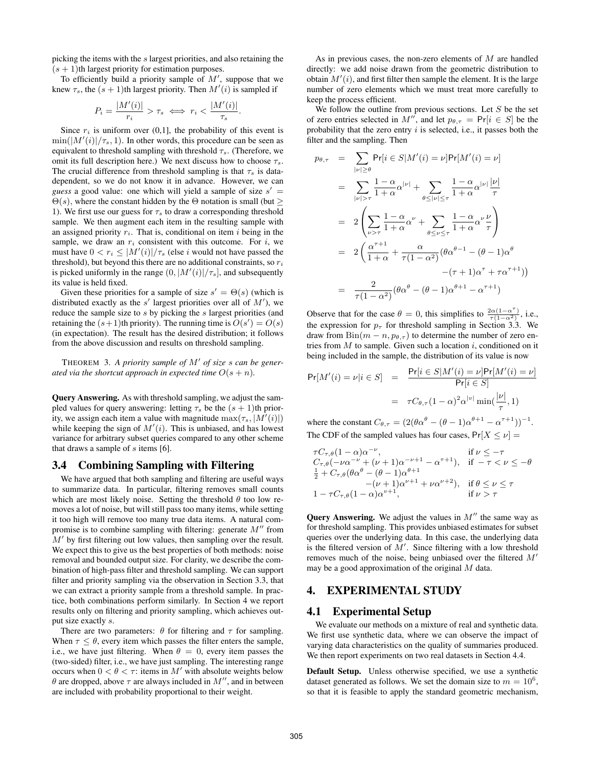picking the items with the $s$ largest priorities, and also retaining the $(s+1)$th largest priority for estimation purposes.

To efficiently build a priority sample of $M'$, suppose that we knew $\tau_s$, the $(s+1)$th largest priority. Then $M'(i)$ is sampled if

$$P_i = \frac{|M'(i)|}{r_i} > \tau_s \iff r_i < \frac{|M'(i)|}{\tau_s}.$$

Since $r_i$ is uniform over (0,1], the probability of this event is $\min(|M'(i)|/\tau_s, 1)$. In other words, this procedure can be seen as equivalent to threshold sampling with threshold $\tau_s$. (Therefore, we omit its full description here.) We next discuss how to choose $\tau_s$. The crucial difference from threshold sampling is that $\tau_s$ is data-dependent, so we do not know it in advance. However, we can *guess* a good value: one which will yield a sample of size $s' = \Theta(s)$, where the constant hidden by the $\Theta$ notation is small (but $\geq 1$). We first use our guess for $\tau_s$ to draw a corresponding threshold sample. We then augment each item in the resulting sample with an assigned priority $r_i$. That is, conditional on item $i$ being in the sample, we draw an $r_i$ consistent with this outcome. For $i$, we must have $0 < r_i \leq |M'(i)|/\tau_s$ (else $i$ would not have passed the threshold), but beyond this there are no additional constraints, so $r_i$ is picked uniformly in the range $(0, |M'(i)|/\tau_s]$, and subsequently its value is held fixed.

Given these priorities for a sample of size $s' = \Theta(s)$ (which is distributed exactly as the $s'$ largest priorities over all of $M'$), we reduce the sample size to $s$ by picking the $s$ largest priorities (and retaining the $(s+1)$th priority). The running time is $O(s') = O(s)$ (in expectation). The result has the desired distribution; it follows from the above discussion and results on threshold sampling.

THEOREM 3. *A priority sample of $M'$ of size $s$ can be generated via the shortcut approach in expected time $O(s+n)$.*

**Query Answering.** As with threshold sampling, we adjust the sampled values for query answering: letting $\tau_s$ be the $(s+1)$th priority, we assign each item a value with magnitude $\max(\tau_s, |M'(i)|)$ while keeping the sign of $M'(i)$. This is unbiased, and has lowest variance for arbitrary subset queries compared to any other scheme that draws a sample of $s$ items [6].

### 3.4 Combining Sampling with Filtering

We have argued that both sampling and filtering are useful ways to summarize data. In particular, filtering removes small counts which are most likely noise. Setting the threshold $\theta$ too low removes a lot of noise, but will still pass too many items, while setting it too high will remove too many true data items. A natural compromise is to combine sampling with filtering: generate $M''$ from $M'$ by first filtering out low values, then sampling over the result. We expect this to give us the best properties of both methods: noise removal and bounded output size. For clarity, we describe the combination of high-pass filter and threshold sampling. We can support filter and priority sampling via the observation in Section 3.3, that we can extract a priority sample from a threshold sample. In practice, both combinations perform similarly. In Section 4 we report results only on filtering and priority sampling, which achieves output size exactly $s$.

There are two parameters: $\theta$ for filtering and $\tau$ for sampling. When $\tau \leq \theta$, every item which passes the filter enters the sample, i.e., we have just filtering. When $\theta = 0$, every item passes the (two-sided) filter, i.e., we have just sampling. The interesting range occurs when $0 < \theta < \tau$: items in $M'$ with absolute weights below $\theta$ are dropped, above $\tau$ are always included in $M''$, and in between are included with probability proportional to their weight.

As in previous cases, the non-zero elements of $M$ are handled directly: we add noise drawn from the geometric distribution to obtain $M'(i)$, and first filter then sample the element. It is the large number of zero elements which we must treat more carefully to keep the process efficient.

We follow the outline from previous sections. Let $S$ be the set of zero entries selected in $M''$, and let $p_{\theta,\tau} = \Pr[i \in S]$ be the probability that the zero entry $i$ is selected, i.e., it passes both the filter and the sampling. Then

$$\begin{aligned}
p_{\theta,\tau} &= \sum_{|\nu|\geq\theta} \Pr[i \in S | M'(i) = \nu] \Pr[M'(i) = \nu] \\
&= \sum_{|\nu|>\tau} \frac{1-\alpha}{1+\alpha}\alpha^{|\nu|} + \sum_{\theta\leq|\nu|\leq\tau} \frac{1-\alpha}{1+\alpha}\alpha^{|\nu|}\frac{|\nu|}{\tau} \\
&= 2\left(\sum_{\nu>\tau} \frac{1-\alpha}{1+\alpha}\alpha^{\nu} + \sum_{\theta\leq\nu\leq\tau} \frac{1-\alpha}{1+\alpha}\alpha^{\nu}\frac{\nu}{\tau}\right) \\
&= 2\Big(\frac{\alpha^{\tau+1}}{1+\alpha} + \frac{\alpha}{\tau(1-\alpha^2)}(\theta\alpha^{\theta-1} - (\theta-1)\alpha^{\theta} \\
&\qquad\qquad - (\tau+1)\alpha^{\tau} + \tau\alpha^{\tau+1})\Big) \\
&= \frac{2}{\tau(1-\alpha^2)}(\theta\alpha^{\theta} - (\theta-1)\alpha^{\theta+1} - \alpha^{\tau+1})
\end{aligned}$$

Observe that for the case $\theta = 0$, this simplifies to $\frac{2\alpha(1-\alpha^{\tau})}{\tau(1-\alpha^2)}$, i.e., the expression for $p_\tau$ for threshold sampling in Section 3.3. We draw from $\text{Bin}(m-n, p_{\theta,\tau})$ to determine the number of zero entries from $M$ to sample. Given such a location $i$, conditioned on it being included in the sample, the distribution of its value is now

$$\begin{aligned}
\Pr[M'(i) = \nu | i \in S] &= \frac{\Pr[i \in S | M'(i) = \nu]\Pr[M'(i) = \nu]}{\Pr[i \in S]} \\
&= \tau C_{\theta,\tau}(1-\alpha)^2\alpha^{|v|}\min(\frac{|\nu|}{\tau}, 1)
\end{aligned}$$

where the constant $C_{\theta,\tau} = (2(\theta\alpha^{\theta} - (\theta-1)\alpha^{\theta+1} - \alpha^{\tau+1}))^{-1}$. The CDF of the sampled values has four cases, $\Pr[X \leq \nu] =$

$$\begin{cases}
\tau C_{\tau,\theta}(1-\alpha)\alpha^{-\nu}, & \text{if } \nu \leq -\tau \\
C_{\tau,\theta}(-\nu\alpha^{-\nu} + (\nu+1)\alpha^{-\nu+1} - \alpha^{\tau+1}), & \text{if } -\tau < \nu \leq -\theta \\
\frac{1}{2} + C_{\tau,\theta}(\theta\alpha^{\theta} - (\theta-1)\alpha^{\theta+1} \\
\qquad - (\nu+1)\alpha^{\nu+1} + \nu\alpha^{\nu+2}), & \text{if } \theta \leq \nu \leq \tau \\
1 - \tau C_{\tau,\theta}(1-\alpha)\alpha^{v+1}, & \text{if } \nu > \tau
\end{cases}$$

**Query Answering.** We adjust the values in $M''$ the same way as for threshold sampling. This provides unbiased estimates for subset queries over the underlying data. In this case, the underlying data is the filtered version of $M'$. Since filtering with a low threshold removes much of the noise, being unbiased over the filtered $M'$ may be a good approximation of the original $M$ data.

## 4. EXPERIMENTAL STUDY

### 4.1 Experimental Setup

We evaluate our methods on a mixture of real and synthetic data. We first use synthetic data, where we can observe the impact of varying data characteristics on the quality of summaries produced. We then report experiments on two real datasets in Section 4.4.

**Default Setup.** Unless otherwise specified, we use a synthetic dataset generated as follows. We set the domain size to $m = 10^6$, so that it is feasible to apply the standard geometric mechanism,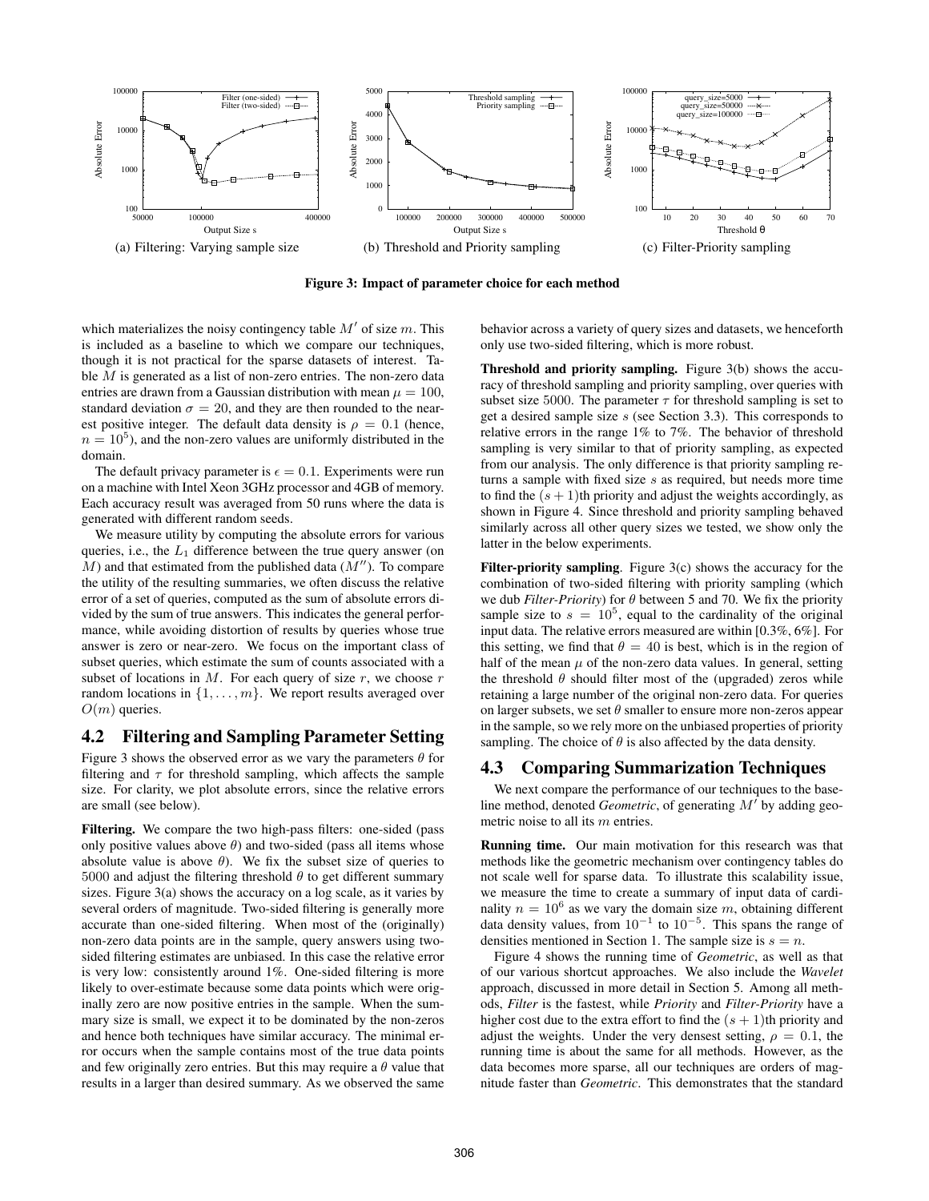100000

Filter (one-sided)

Filter (two-sided)

Absolute Error

10000

1000

100

50000 100000 400000

Output Size s

(a) Filtering: Varying sample size

5000

Threshold sampling

Priority sampling

4000

3000

2000

1000

0

Absolute Error

100000 200000 300000 400000 500000

Output Size s

(b) Threshold and Priority sampling

100000

query_size=5000

query_size=50000

query_size=100000

10000

1000

100

Absolute Error

10 20 30 40 50 60 70

Threshold θ

(c) Filter-Priority sampling

**Figure 3: Impact of parameter choice for each method**

which materializes the noisy contingency table $M'$ of size $m$. This is included as a baseline to which we compare our techniques, though it is not practical for the sparse datasets of interest. Table $M$ is generated as a list of non-zero entries. The non-zero data entries are drawn from a Gaussian distribution with mean $\mu = 100$, standard deviation $\sigma = 20$, and they are then rounded to the nearest positive integer. The default data density is $\rho = 0.1$ (hence, $n = 10^5$), and the non-zero values are uniformly distributed in the domain.

The default privacy parameter is $\epsilon = 0.1$. Experiments were run on a machine with Intel Xeon 3GHz processor and 4GB of memory. Each accuracy result was averaged from 50 runs where the data is generated with different random seeds.

We measure utility by computing the absolute errors for various queries, i.e., the $L_1$ difference between the true query answer (on $M$) and that estimated from the published data ($M''$). To compare the utility of the resulting summaries, we often discuss the relative error of a set of queries, computed as the sum of absolute errors divided by the sum of true answers. This indicates the general performance, while avoiding distortion of results by queries whose true answer is zero or near-zero. We focus on the important class of subset queries, which estimate the sum of counts associated with a subset of locations in $M$. For each query of size $r$, we choose $r$ random locations in $\{1, \ldots, m\}$. We report results averaged over $O(m)$ queries.

## 4.2 Filtering and Sampling Parameter Setting

Figure 3 shows the observed error as we vary the parameters $\theta$ for filtering and $\tau$ for threshold sampling, which affects the sample size. For clarity, we plot absolute errors, since the relative errors are small (see below).

**Filtering.** We compare the two high-pass filters: one-sided (pass only positive values above $\theta$) and two-sided (pass all items whose absolute value is above $\theta$). We fix the subset size of queries to 5000 and adjust the filtering threshold $\theta$ to get different summary sizes. Figure 3(a) shows the accuracy on a log scale, as it varies by several orders of magnitude. Two-sided filtering is generally more accurate than one-sided filtering. When most of the (originally) non-zero data points are in the sample, query answers using two-sided filtering estimates are unbiased. In this case the relative error is very low: consistently around 1%. One-sided filtering is more likely to over-estimate because some data points which were originally zero are now positive entries in the sample. When the summary size is small, we expect it to be dominated by the non-zeros and hence both techniques have similar accuracy. The minimal error occurs when the sample contains most of the true data points and few originally zero entries. But this may require a $\theta$ value that results in a larger than desired summary. As we observed the same behavior across a variety of query sizes and datasets, we henceforth only use two-sided filtering, which is more robust.

**Threshold and priority sampling.** Figure 3(b) shows the accuracy of threshold sampling and priority sampling, over queries with subset size 5000. The parameter $\tau$ for threshold sampling is set to get a desired sample size $s$ (see Section 3.3). This corresponds to relative errors in the range 1% to 7%. The behavior of threshold sampling is very similar to that of priority sampling, as expected from our analysis. The only difference is that priority sampling returns a sample with fixed size $s$ as required, but needs more time to find the $(s+1)$th priority and adjust the weights accordingly, as shown in Figure 4. Since threshold and priority sampling behaved similarly across all other query sizes we tested, we show only the latter in the below experiments.

**Filter-priority sampling**. Figure 3(c) shows the accuracy for the combination of two-sided filtering with priority sampling (which we dub *Filter-Priority*) for $\theta$ between 5 and 70. We fix the priority sample size to $s = 10^5$, equal to the cardinality of the original input data. The relative errors measured are within [0.3%, 6%]. For this setting, we find that $\theta = 40$ is best, which is in the region of half of the mean $\mu$ of the non-zero data values. In general, setting the threshold $\theta$ should filter most of the (upgraded) zeros while retaining a large number of the original non-zero data. For queries on larger subsets, we set $\theta$ smaller to ensure more non-zeros appear in the sample, so we rely more on the unbiased properties of priority sampling. The choice of $\theta$ is also affected by the data density.

## 4.3 Comparing Summarization Techniques

We next compare the performance of our techniques to the baseline method, denoted *Geometric*, of generating $M'$ by adding geometric noise to all its $m$ entries.

**Running time.** Our main motivation for this research was that methods like the geometric mechanism over contingency tables do not scale well for sparse data. To illustrate this scalability issue, we measure the time to create a summary of input data of cardinality $n = 10^6$ as we vary the domain size $m$, obtaining different data density values, from $10^{-1}$ to $10^{-5}$. This spans the range of densities mentioned in Section 1. The sample size is $s = n$.

Figure 4 shows the running time of *Geometric*, as well as that of our various shortcut approaches. We also include the *Wavelet* approach, discussed in more detail in Section 5. Among all methods, *Filter* is the fastest, while *Priority* and *Filter-Priority* have a higher cost due to the extra effort to find the $(s+1)$th priority and adjust the weights. Under the very densest setting, $\rho = 0.1$, the running time is about the same for all methods. However, as the data becomes more sparse, all our techniques are orders of magnitude faster than *Geometric*. This demonstrates that the standard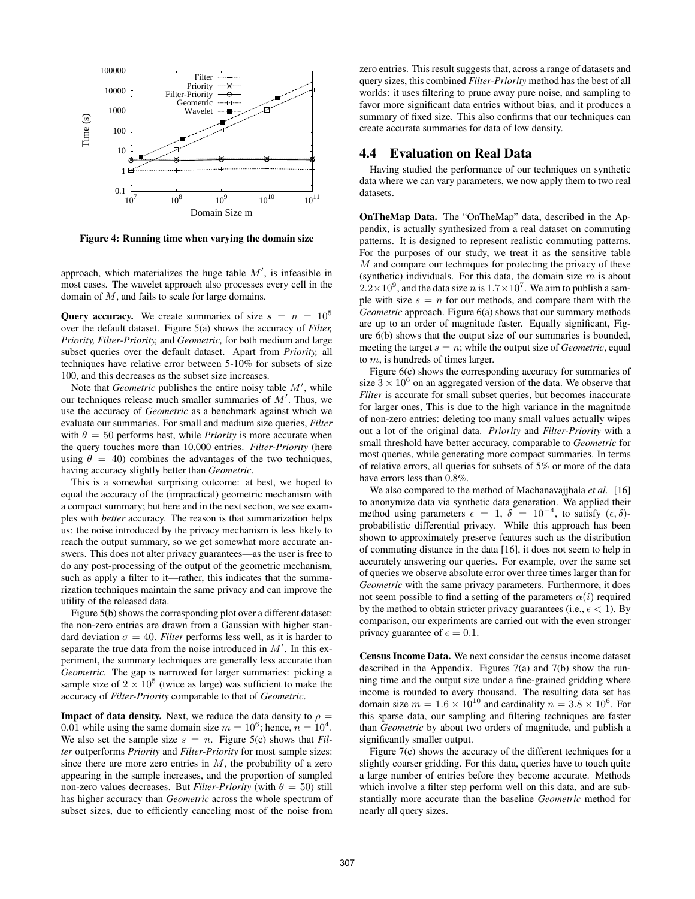100000
10000
1000
100
10
1
0.1
Time (s)
$10^7$ $10^8$ $10^9$ $10^{10}$ $10^{11}$
Domain Size m
Filter
Priority
Filter-Priority
Geometric
Wavelet

**Figure 4: Running time when varying the domain size**

approach, which materializes the huge table $M'$, is infeasible in most cases. The wavelet approach also processes every cell in the domain of $M$, and fails to scale for large domains.

**Query accuracy.** We create summaries of size $s = n = 10^5$ over the default dataset. Figure 5(a) shows the accuracy of *Filter, Priority, Filter-Priority,* and *Geometric,* for both medium and large subset queries over the default dataset. Apart from *Priority,* all techniques have relative error between 5-10% for subsets of size 100, and this decreases as the subset size increases.

Note that *Geometric* publishes the entire noisy table $M'$, while our techniques release much smaller summaries of $M'$. Thus, we use the accuracy of *Geometric* as a benchmark against which we evaluate our summaries. For small and medium size queries, *Filter* with $\theta = 50$ performs best, while *Priority* is more accurate when the query touches more than 10,000 entries. *Filter-Priority* (here using $\theta = 40$) combines the advantages of the two techniques, having accuracy slightly better than *Geometric*.

This is a somewhat surprising outcome: at best, we hoped to equal the accuracy of the (impractical) geometric mechanism with a compact summary; but here and in the next section, we see examples with *better* accuracy. The reason is that summarization helps us: the noise introduced by the privacy mechanism is less likely to reach the output summary, so we get somewhat more accurate answers. This does not alter privacy guarantees—as the user is free to do any post-processing of the output of the geometric mechanism, such as apply a filter to it—rather, this indicates that the summarization techniques maintain the same privacy and can improve the utility of the released data.

Figure 5(b) shows the corresponding plot over a different dataset: the non-zero entries are drawn from a Gaussian with higher standard deviation $\sigma = 40$. *Filter* performs less well, as it is harder to separate the true data from the noise introduced in $M'$. In this experiment, the summary techniques are generally less accurate than *Geometric.* The gap is narrowed for larger summaries: picking a sample size of $2 \times 10^5$ (twice as large) was sufficient to make the accuracy of *Filter-Priority* comparable to that of *Geometric*.

**Impact of data density.** Next, we reduce the data density to $\rho = 0.01$ while using the same domain size $m = 10^6$; hence, $n = 10^4$. We also set the sample size $s = n$. Figure 5(c) shows that *Filter* outperforms *Priority* and *Filter-Priority* for most sample sizes: since there are more zero entries in $M$, the probability of a zero appearing in the sample increases, and the proportion of sampled non-zero values decreases. But *Filter-Priority* (with $\theta = 50$) still has higher accuracy than *Geometric* across the whole spectrum of subset sizes, due to efficiently canceling most of the noise from zero entries. This result suggests that, across a range of datasets and query sizes, this combined *Filter-Priority* method has the best of all worlds: it uses filtering to prune away pure noise, and sampling to favor more significant data entries without bias, and it produces a summary of fixed size. This also confirms that our techniques can create accurate summaries for data of low density.

## 4.4 Evaluation on Real Data

Having studied the performance of our techniques on synthetic data where we can vary parameters, we now apply them to two real datasets.

**OnTheMap Data.** The "OnTheMap" data, described in the Appendix, is actually synthesized from a real dataset on commuting patterns. It is designed to represent realistic commuting patterns. For the purposes of our study, we treat it as the sensitive table $M$ and compare our techniques for protecting the privacy of these (synthetic) individuals. For this data, the domain size $m$ is about $2.2 \times 10^9$, and the data size $n$ is $1.7 \times 10^7$. We aim to publish a sample with size $s = n$ for our methods, and compare them with the *Geometric* approach. Figure 6(a) shows that our summary methods are up to an order of magnitude faster. Equally significant, Figure 6(b) shows that the output size of our summaries is bounded, meeting the target $s = n$; while the output size of *Geometric*, equal to $m$, is hundreds of times larger.

Figure 6(c) shows the corresponding accuracy for summaries of size $3 \times 10^6$ on an aggregated version of the data. We observe that *Filter* is accurate for small subset queries, but becomes inaccurate for larger ones, This is due to the high variance in the magnitude of non-zero entries: deleting too many small values actually wipes out a lot of the original data. *Priority* and *Filter-Priority* with a small threshold have better accuracy, comparable to *Geometric* for most queries, while generating more compact summaries. In terms of relative errors, all queries for subsets of 5% or more of the data have errors less than 0.8%.

We also compared to the method of Machanavajjhala *et al.* [16] to anonymize data via synthetic data generation. We applied their method using parameters $\epsilon = 1$, $\delta = 10^{-4}$, to satisfy $(\epsilon, \delta)$-probabilistic differential privacy. While this approach has been shown to approximately preserve features such as the distribution of commuting distance in the data [16], it does not seem to help in accurately answering our queries. For example, over the same set of queries we observe absolute error over three times larger than for *Geometric* with the same privacy parameters. Furthermore, it does not seem possible to find a setting of the parameters $\alpha(i)$ required by the method to obtain stricter privacy guarantees (i.e., $\epsilon < 1$). By comparison, our experiments are carried out with the even stronger privacy guarantee of $\epsilon = 0.1$.

**Census Income Data.** We next consider the census income dataset described in the Appendix. Figures 7(a) and 7(b) show the running time and the output size under a fine-grained gridding where income is rounded to every thousand. The resulting data set has domain size $m = 1.6 \times 10^{10}$ and cardinality $n = 3.8 \times 10^6$. For this sparse data, our sampling and filtering techniques are faster than *Geometric* by about two orders of magnitude, and publish a significantly smaller output.

Figure 7(c) shows the accuracy of the different techniques for a slightly coarser gridding. For this data, queries have to touch quite a large number of entries before they become accurate. Methods which involve a filter step perform well on this data, and are substantially more accurate than the baseline *Geometric* method for nearly all query sizes.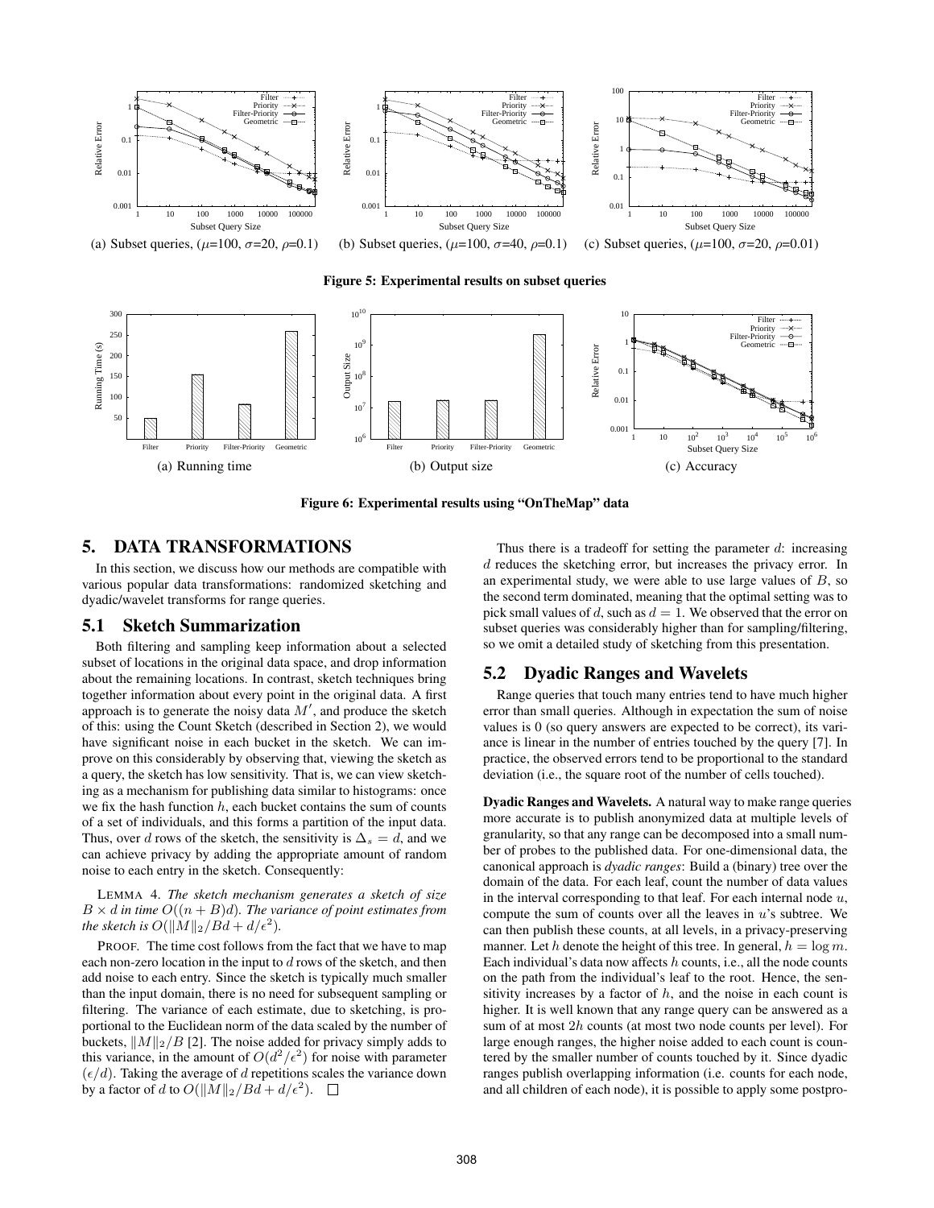Relative Error

Subset Query Size

Filter
Priority
Filter-Priority
Geometric

(a) Subset queries, ($\mu$=100, $\sigma$=20, $\rho$=0.1)

(b) Subset queries, ($\mu$=100, $\sigma$=40, $\rho$=0.1)

(c) Subset queries, ($\mu$=100, $\sigma$=20, $\rho$=0.01)

**Figure 5: Experimental results on subset queries**

Running Time (s)

Output Size

Relative Error

Subset Query Size

Filter
Priority
Filter-Priority
Geometric

(a) Running time

(b) Output size

(c) Accuracy

**Figure 6: Experimental results using "OnTheMap" data**

## 5. DATA TRANSFORMATIONS

In this section, we discuss how our methods are compatible with various popular data transformations: randomized sketching and dyadic/wavelet transforms for range queries.

### 5.1 Sketch Summarization

Both filtering and sampling keep information about a selected subset of locations in the original data space, and drop information about the remaining locations. In contrast, sketch techniques bring together information about every point in the original data. A first approach is to generate the noisy data $M'$, and produce the sketch of this: using the Count Sketch (described in Section 2), we would have significant noise in each bucket in the sketch. We can improve on this considerably by observing that, viewing the sketch as a query, the sketch has low sensitivity. That is, we can view sketching as a mechanism for publishing data similar to histograms: once we fix the hash function $h$, each bucket contains the sum of counts of a set of individuals, and this forms a partition of the input data. Thus, over $d$ rows of the sketch, the sensitivity is $\Delta_s = d$, and we can achieve privacy by adding the appropriate amount of random noise to each entry in the sketch. Consequently:

LEMMA 4. *The sketch mechanism generates a sketch of size $B \times d$ in time $O((n + B)d)$. The variance of point estimates from the sketch is $O(\|M\|_2/Bd + d/\epsilon^2)$.*

PROOF. The time cost follows from the fact that we have to map each non-zero location in the input to $d$ rows of the sketch, and then add noise to each entry. Since the sketch is typically much smaller than the input domain, there is no need for subsequent sampling or filtering. The variance of each estimate, due to sketching, is proportional to the Euclidean norm of the data scaled by the number of buckets, $\|M\|_2/B$ [2]. The noise added for privacy simply adds to this variance, in the amount of $O(d^2/\epsilon^2)$ for noise with parameter $(\epsilon/d)$. Taking the average of $d$ repetitions scales the variance down by a factor of $d$ to $O(\|M\|_2/Bd + d/\epsilon^2)$. □

Thus there is a tradeoff for setting the parameter $d$: increasing $d$ reduces the sketching error, but increases the privacy error. In an experimental study, we were able to use large values of $B$, so the second term dominated, meaning that the optimal setting was to pick small values of $d$, such as $d = 1$. We observed that the error on subset queries was considerably higher than for sampling/filtering, so we omit a detailed study of sketching from this presentation.

### 5.2 Dyadic Ranges and Wavelets

Range queries that touch many entries tend to have much higher error than small queries. Although in expectation the sum of noise values is 0 (so query answers are expected to be correct), its variance is linear in the number of entries touched by the query [7]. In practice, the observed errors tend to be proportional to the standard deviation (i.e., the square root of the number of cells touched).

**Dyadic Ranges and Wavelets.** A natural way to make range queries more accurate is to publish anonymized data at multiple levels of granularity, so that any range can be decomposed into a small number of probes to the published data. For one-dimensional data, the canonical approach is *dyadic ranges*: Build a (binary) tree over the domain of the data. For each leaf, count the number of data values in the interval corresponding to that leaf. For each internal node $u$, compute the sum of counts over all the leaves in $u$'s subtree. We can then publish these counts, at all levels, in a privacy-preserving manner. Let $h$ denote the height of this tree. In general, $h = \log m$. Each individual's data now affects $h$ counts, i.e., all the node counts on the path from the individual's leaf to the root. Hence, the sensitivity increases by a factor of $h$, and the noise in each count is higher. It is well known that any range query can be answered as a sum of at most $2h$ counts (at most two node counts per level). For large enough ranges, the higher noise added to each count is countered by the smaller number of counts touched by it. Since dyadic ranges publish overlapping information (i.e. counts for each node, and all children of each node), it is possible to apply some postpro-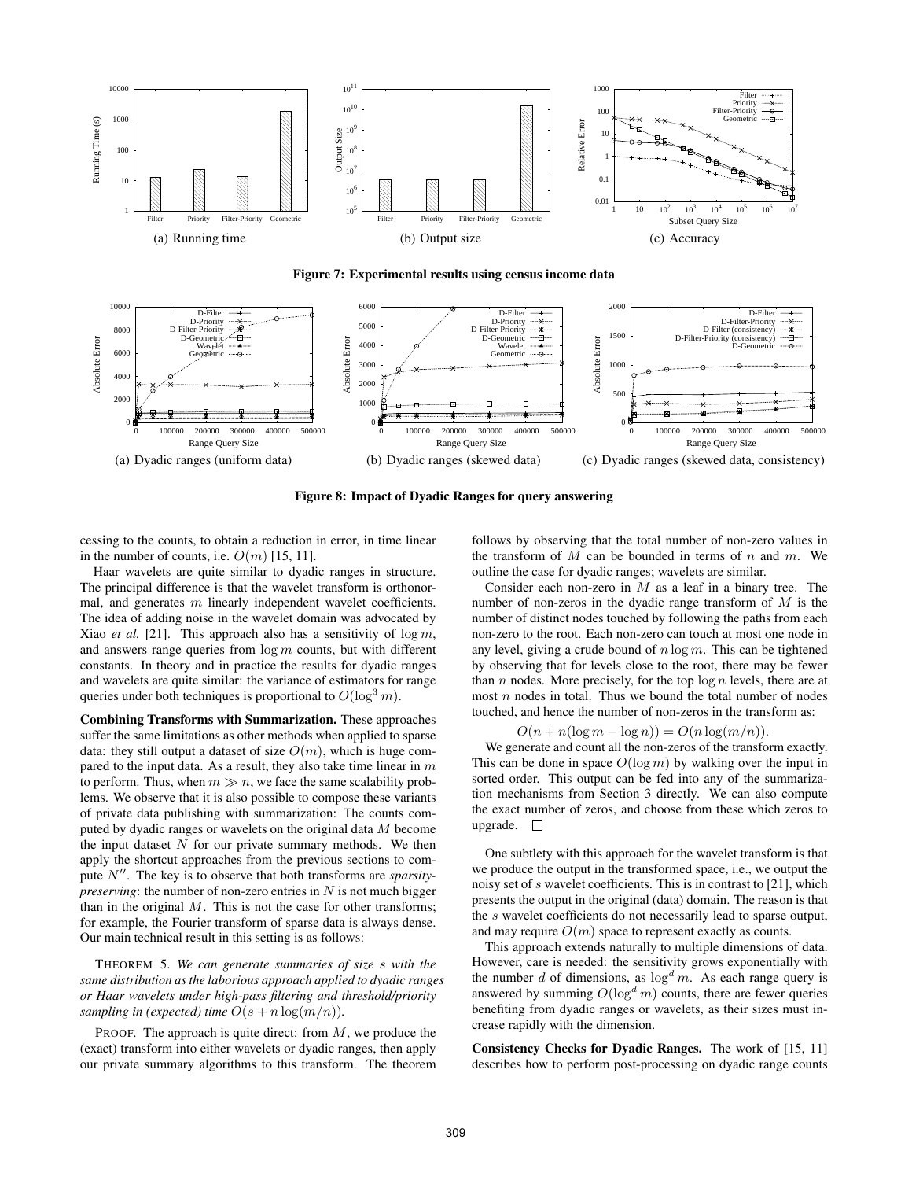Running Time (s)

10000, 1000, 100, 10, 1

Filter, Priority, Filter-Priority, Geometric

(a) Running time

Output Size

$10^{11}$, $10^{10}$, $10^{9}$, $10^{8}$, $10^{7}$, $10^{6}$, $10^{5}$

Filter, Priority, Filter-Priority, Geometric

(b) Output size

Relative Error

1000, 100, 10, 1, 0.1, 0.01

Subset Query Size

1, 10, $10^2$, $10^3$, $10^4$, $10^5$, $10^6$, $10^7$

Filter, Priority, Filter-Priority, Geometric

(c) Accuracy

**Figure 7: Experimental results using census income data**

Absolute Error

10000, 8000, 6000, 4000, 2000, 0

Range Query Size

0, 100000, 200000, 300000, 400000, 500000

D-Filter, D-Priority, D-Filter-Priority, D-Geometric, Wavelet, Geometric

(a) Dyadic ranges (uniform data)

Absolute Error

6000, 5000, 4000, 3000, 2000, 1000, 0

Range Query Size

0, 100000, 200000, 300000, 400000, 500000

D-Filter, D-Priority, D-Filter-Priority, D-Geometric, Wavelet, Geometric

(b) Dyadic ranges (skewed data)

Absolute Error

2000, 1500, 1000, 500, 0

Range Query Size

0, 100000, 200000, 300000, 400000, 500000

D-Filter, D-Filter-Priority, D-Filter (consistency), D-Filter-Priority (consistency), D-Geometric

(c) Dyadic ranges (skewed data, consistency)

**Figure 8: Impact of Dyadic Ranges for query answering**

cessing to the counts, to obtain a reduction in error, in time linear in the number of counts, i.e. $O(m)$ [15, 11].

Haar wavelets are quite similar to dyadic ranges in structure. The principal difference is that the wavelet transform is orthonormal, and generates $m$ linearly independent wavelet coefficients. The idea of adding noise in the wavelet domain was advocated by Xiao *et al.* [21]. This approach also has a sensitivity of $\log m$, and answers range queries from $\log m$ counts, but with different constants. In theory and in practice the results for dyadic ranges and wavelets are quite similar: the variance of estimators for range queries under both techniques is proportional to $O(\log^3 m)$.

**Combining Transforms with Summarization.** These approaches suffer the same limitations as other methods when applied to sparse data: they still output a dataset of size $O(m)$, which is huge compared to the input data. As a result, they also take time linear in $m$ to perform. Thus, when $m \gg n$, we face the same scalability problems. We observe that it is also possible to compose these variants of private data publishing with summarization: The counts computed by dyadic ranges or wavelets on the original data $M$ become the input dataset $N$ for our private summary methods. We then apply the shortcut approaches from the previous sections to compute $N''$. The key is to observe that both transforms are *sparsity-preserving*: the number of non-zero entries in $N$ is not much bigger than in the original $M$. This is not the case for other transforms; for example, the Fourier transform of sparse data is always dense. Our main technical result in this setting is as follows:

THEOREM 5. *We can generate summaries of size $s$ with the same distribution as the laborious approach applied to dyadic ranges or Haar wavelets under high-pass filtering and threshold/priority sampling in (expected) time $O(s + n\log(m/n))$.*

PROOF. The approach is quite direct: from $M$, we produce the (exact) transform into either wavelets or dyadic ranges, then apply our private summary algorithms to this transform. The theorem follows by observing that the total number of non-zero values in the transform of $M$ can be bounded in terms of $n$ and $m$. We outline the case for dyadic ranges; wavelets are similar.

Consider each non-zero in $M$ as a leaf in a binary tree. The number of non-zeros in the dyadic range transform of $M$ is the number of distinct nodes touched by following the paths from each non-zero to the root. Each non-zero can touch at most one node in any level, giving a crude bound of $n \log m$. This can be tightened by observing that for levels close to the root, there may be fewer than $n$ nodes. More precisely, for the top $\log n$ levels, there are at most $n$ nodes in total. Thus we bound the total number of nodes touched, and hence the number of non-zeros in the transform as:

$$O(n + n(\log m - \log n)) = O(n \log(m/n)).$$

We generate and count all the non-zeros of the transform exactly. This can be done in space $O(\log m)$ by walking over the input in sorted order. This output can be fed into any of the summarization mechanisms from Section 3 directly. We can also compute the exact number of zeros, and choose from these which zeros to upgrade. □

One subtlety with this approach for the wavelet transform is that we produce the output in the transformed space, i.e., we output the noisy set of $s$ wavelet coefficients. This is in contrast to [21], which presents the output in the original (data) domain. The reason is that the $s$ wavelet coefficients do not necessarily lead to sparse output, and may require $O(m)$ space to represent exactly as counts.

This approach extends naturally to multiple dimensions of data. However, care is needed: the sensitivity grows exponentially with the number $d$ of dimensions, as $\log^d m$. As each range query is answered by summing $O(\log^d m)$ counts, there are fewer queries benefiting from dyadic ranges or wavelets, as their sizes must increase rapidly with the dimension.

**Consistency Checks for Dyadic Ranges.** The work of [15, 11] describes how to perform post-processing on dyadic range counts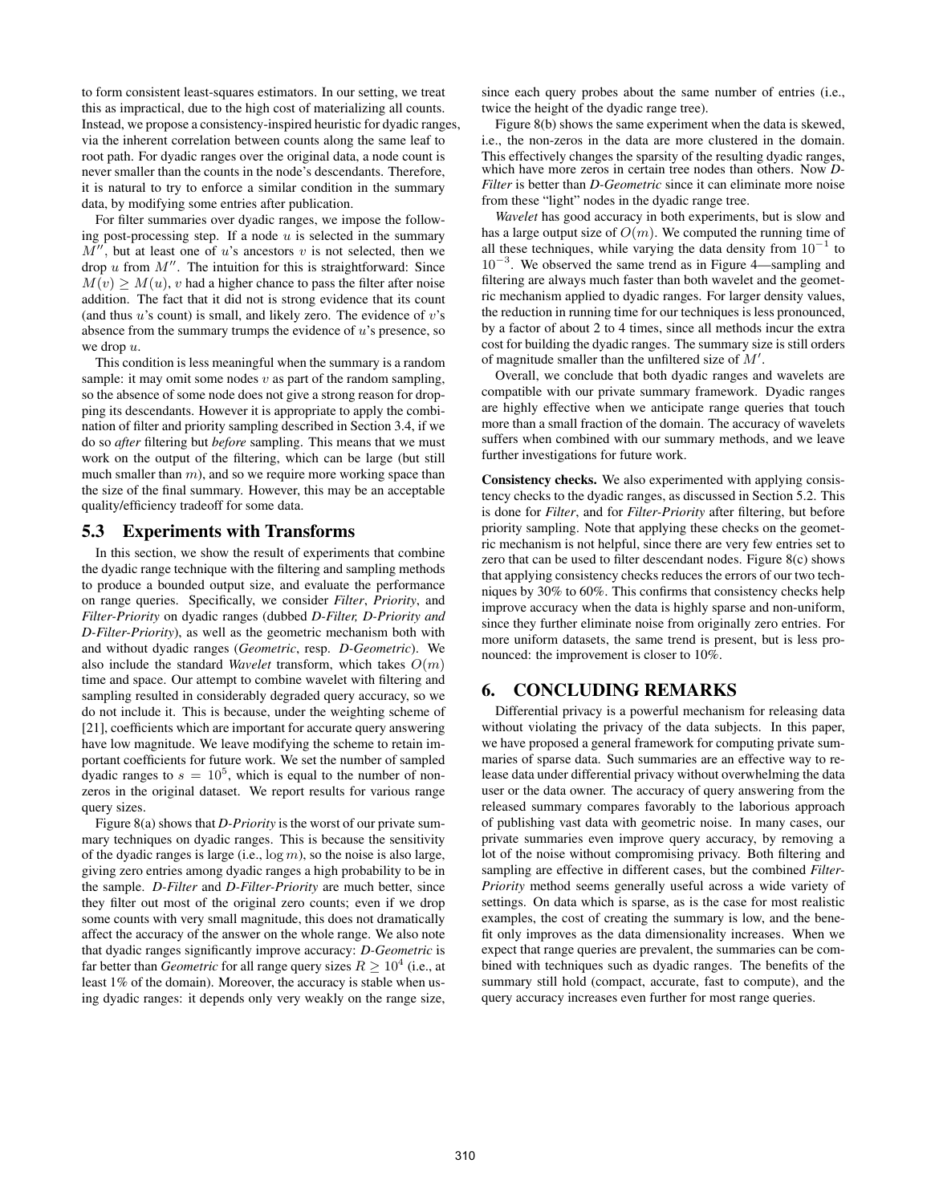to form consistent least-squares estimators. In our setting, we treat this as impractical, due to the high cost of materializing all counts. Instead, we propose a consistency-inspired heuristic for dyadic ranges, via the inherent correlation between counts along the same leaf to root path. For dyadic ranges over the original data, a node count is never smaller than the counts in the node's descendants. Therefore, it is natural to try to enforce a similar condition in the summary data, by modifying some entries after publication.

For filter summaries over dyadic ranges, we impose the following post-processing step. If a node $u$ is selected in the summary $M''$, but at least one of $u$'s ancestors $v$ is not selected, then we drop $u$ from $M''$. The intuition for this is straightforward: Since $M(v) \geq M(u)$, $v$ had a higher chance to pass the filter after noise addition. The fact that it did not is strong evidence that its count (and thus $u$'s count) is small, and likely zero. The evidence of $v$'s absence from the summary trumps the evidence of $u$'s presence, so we drop $u$.

This condition is less meaningful when the summary is a random sample: it may omit some nodes $v$ as part of the random sampling, so the absence of some node does not give a strong reason for dropping its descendants. However it is appropriate to apply the combination of filter and priority sampling described in Section 3.4, if we do so *after* filtering but *before* sampling. This means that we must work on the output of the filtering, which can be large (but still much smaller than $m$), and so we require more working space than the size of the final summary. However, this may be an acceptable quality/efficiency tradeoff for some data.

## 5.3 Experiments with Transforms

In this section, we show the result of experiments that combine the dyadic range technique with the filtering and sampling methods to produce a bounded output size, and evaluate the performance on range queries. Specifically, we consider *Filter*, *Priority*, and *Filter-Priority* on dyadic ranges (dubbed *D-Filter, D-Priority and D-Filter-Priority*), as well as the geometric mechanism both with and without dyadic ranges (*Geometric*, resp. *D-Geometric*). We also include the standard *Wavelet* transform, which takes $O(m)$ time and space. Our attempt to combine wavelet with filtering and sampling resulted in considerably degraded query accuracy, so we do not include it. This is because, under the weighting scheme of [21], coefficients which are important for accurate query answering have low magnitude. We leave modifying the scheme to retain important coefficients for future work. We set the number of sampled dyadic ranges to $s = 10^5$, which is equal to the number of non-zeros in the original dataset. We report results for various range query sizes.

Figure 8(a) shows that *D-Priority* is the worst of our private summary techniques on dyadic ranges. This is because the sensitivity of the dyadic ranges is large (i.e., $\log m$), so the noise is also large, giving zero entries among dyadic ranges a high probability to be in the sample. *D-Filter* and *D-Filter-Priority* are much better, since they filter out most of the original zero counts; even if we drop some counts with very small magnitude, this does not dramatically affect the accuracy of the answer on the whole range. We also note that dyadic ranges significantly improve accuracy: *D-Geometric* is far better than *Geometric* for all range query sizes $R \geq 10^4$ (i.e., at least 1% of the domain). Moreover, the accuracy is stable when using dyadic ranges: it depends only very weakly on the range size, since each query probes about the same number of entries (i.e., twice the height of the dyadic range tree).

Figure 8(b) shows the same experiment when the data is skewed, i.e., the non-zeros in the data are more clustered in the domain. This effectively changes the sparsity of the resulting dyadic ranges, which have more zeros in certain tree nodes than others. Now *D-Filter* is better than *D-Geometric* since it can eliminate more noise from these "light" nodes in the dyadic range tree.

*Wavelet* has good accuracy in both experiments, but is slow and has a large output size of $O(m)$. We computed the running time of all these techniques, while varying the data density from $10^{-1}$ to $10^{-3}$. We observed the same trend as in Figure 4—sampling and filtering are always much faster than both wavelet and the geometric mechanism applied to dyadic ranges. For larger density values, the reduction in running time for our techniques is less pronounced, by a factor of about 2 to 4 times, since all methods incur the extra cost for building the dyadic ranges. The summary size is still orders of magnitude smaller than the unfiltered size of $M'$.

Overall, we conclude that both dyadic ranges and wavelets are compatible with our private summary framework. Dyadic ranges are highly effective when we anticipate range queries that touch more than a small fraction of the domain. The accuracy of wavelets suffers when combined with our summary methods, and we leave further investigations for future work.

**Consistency checks.** We also experimented with applying consistency checks to the dyadic ranges, as discussed in Section 5.2. This is done for *Filter*, and for *Filter-Priority* after filtering, but before priority sampling. Note that applying these checks on the geometric mechanism is not helpful, since there are very few entries set to zero that can be used to filter descendant nodes. Figure 8(c) shows that applying consistency checks reduces the errors of our two techniques by 30% to 60%. This confirms that consistency checks help improve accuracy when the data is highly sparse and non-uniform, since they further eliminate noise from originally zero entries. For more uniform datasets, the same trend is present, but is less pronounced: the improvement is closer to 10%.

# 6. CONCLUDING REMARKS

Differential privacy is a powerful mechanism for releasing data without violating the privacy of the data subjects. In this paper, we have proposed a general framework for computing private summaries of sparse data. Such summaries are an effective way to release data under differential privacy without overwhelming the data user or the data owner. The accuracy of query answering from the released summary compares favorably to the laborious approach of publishing vast data with geometric noise. In many cases, our private summaries even improve query accuracy, by removing a lot of the noise without compromising privacy. Both filtering and sampling are effective in different cases, but the combined *Filter-Priority* method seems generally useful across a wide variety of settings. On data which is sparse, as is the case for most realistic examples, the cost of creating the summary is low, and the benefit only improves as the data dimensionality increases. When we expect that range queries are prevalent, the summaries can be combined with techniques such as dyadic ranges. The benefits of the summary still hold (compact, accurate, fast to compute), and the query accuracy increases even further for most range queries.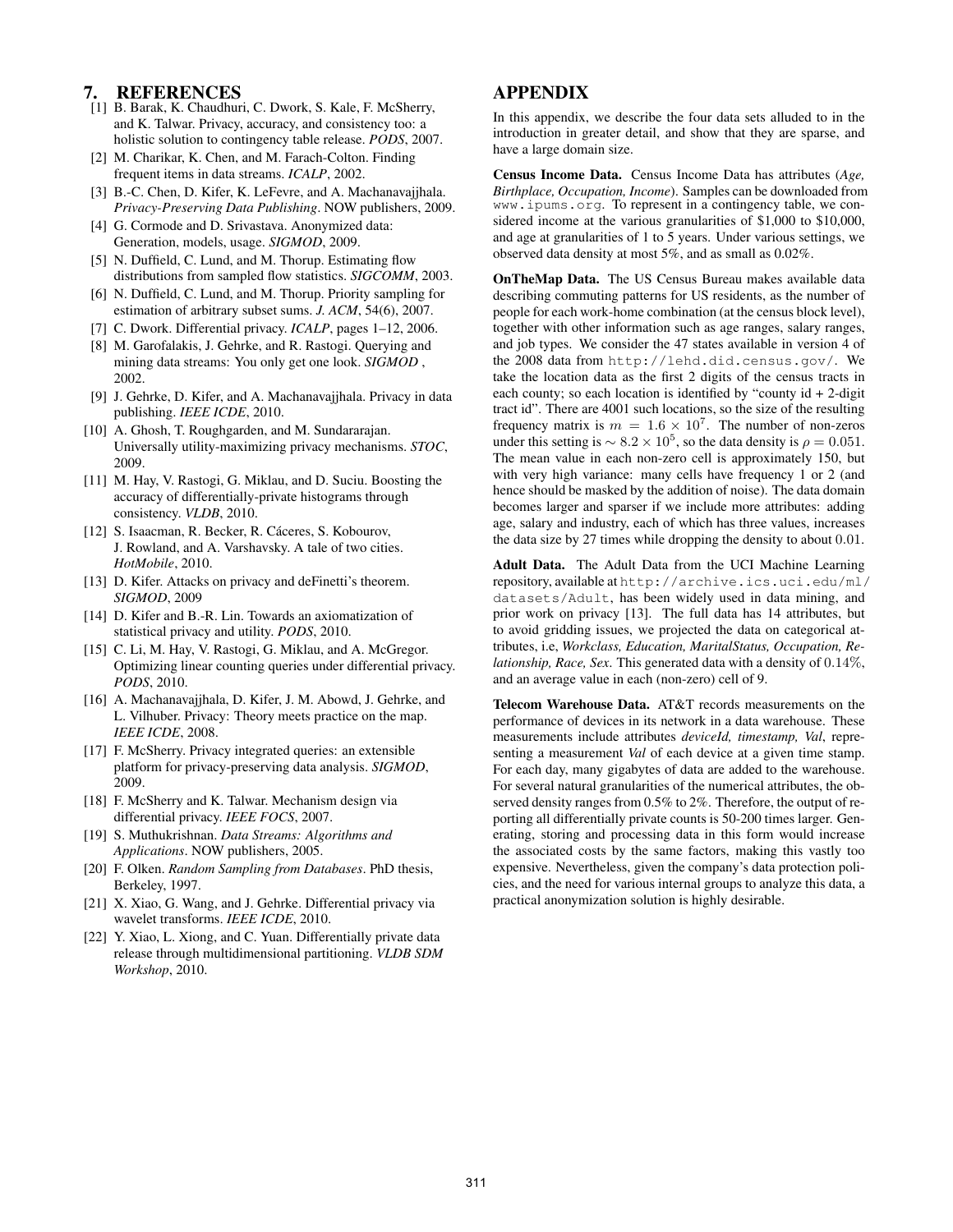## 7. REFERENCES

[1] B. Barak, K. Chaudhuri, C. Dwork, S. Kale, F. McSherry, and K. Talwar. Privacy, accuracy, and consistency too: a holistic solution to contingency table release. *PODS*, 2007.

[2] M. Charikar, K. Chen, and M. Farach-Colton. Finding frequent items in data streams. *ICALP*, 2002.

[3] B.-C. Chen, D. Kifer, K. LeFevre, and A. Machanavajjhala. *Privacy-Preserving Data Publishing*. NOW publishers, 2009.

[4] G. Cormode and D. Srivastava. Anonymized data: Generation, models, usage. *SIGMOD*, 2009.

[5] N. Duffield, C. Lund, and M. Thorup. Estimating flow distributions from sampled flow statistics. *SIGCOMM*, 2003.

[6] N. Duffield, C. Lund, and M. Thorup. Priority sampling for estimation of arbitrary subset sums. *J. ACM*, 54(6), 2007.

[7] C. Dwork. Differential privacy. *ICALP*, pages 1–12, 2006.

[8] M. Garofalakis, J. Gehrke, and R. Rastogi. Querying and mining data streams: You only get one look. *SIGMOD* , 2002.

[9] J. Gehrke, D. Kifer, and A. Machanavajjhala. Privacy in data publishing. *IEEE ICDE*, 2010.

[10] A. Ghosh, T. Roughgarden, and M. Sundararajan. Universally utility-maximizing privacy mechanisms. *STOC*, 2009.

[11] M. Hay, V. Rastogi, G. Miklau, and D. Suciu. Boosting the accuracy of differentially-private histograms through consistency. *VLDB*, 2010.

[12] S. Isaacman, R. Becker, R. Cáceres, S. Kobourov, J. Rowland, and A. Varshavsky. A tale of two cities. *HotMobile*, 2010.

[13] D. Kifer. Attacks on privacy and deFinetti's theorem. *SIGMOD*, 2009

[14] D. Kifer and B.-R. Lin. Towards an axiomatization of statistical privacy and utility. *PODS*, 2010.

[15] C. Li, M. Hay, V. Rastogi, G. Miklau, and A. McGregor. Optimizing linear counting queries under differential privacy. *PODS*, 2010.

[16] A. Machanavajjhala, D. Kifer, J. M. Abowd, J. Gehrke, and L. Vilhuber. Privacy: Theory meets practice on the map. *IEEE ICDE*, 2008.

[17] F. McSherry. Privacy integrated queries: an extensible platform for privacy-preserving data analysis. *SIGMOD*, 2009.

[18] F. McSherry and K. Talwar. Mechanism design via differential privacy. *IEEE FOCS*, 2007.

[19] S. Muthukrishnan. *Data Streams: Algorithms and Applications*. NOW publishers, 2005.

[20] F. Olken. *Random Sampling from Databases*. PhD thesis, Berkeley, 1997.

[21] X. Xiao, G. Wang, and J. Gehrke. Differential privacy via wavelet transforms. *IEEE ICDE*, 2010.

[22] Y. Xiao, L. Xiong, and C. Yuan. Differentially private data release through multidimensional partitioning. *VLDB SDM Workshop*, 2010.

## APPENDIX

In this appendix, we describe the four data sets alluded to in the introduction in greater detail, and show that they are sparse, and have a large domain size.

**Census Income Data.** Census Income Data has attributes (*Age, Birthplace, Occupation, Income*). Samples can be downloaded from www.ipums.org. To represent in a contingency table, we considered income at the various granularities of $1,000 to $10,000, and age at granularities of 1 to 5 years. Under various settings, we observed data density at most 5%, and as small as 0.02%.

**OnTheMap Data.** The US Census Bureau makes available data describing commuting patterns for US residents, as the number of people for each work-home combination (at the census block level), together with other information such as age ranges, salary ranges, and job types. We consider the 47 states available in version 4 of the 2008 data from http://lehd.did.census.gov/. We take the location data as the first 2 digits of the census tracts in each county; so each location is identified by "county id + 2-digit tract id". There are 4001 such locations, so the size of the resulting frequency matrix is $m = 1.6 \times 10^7$. The number of non-zeros under this setting is $\sim 8.2 \times 10^5$, so the data density is $\rho = 0.051$. The mean value in each non-zero cell is approximately 150, but with very high variance: many cells have frequency 1 or 2 (and hence should be masked by the addition of noise). The data domain becomes larger and sparser if we include more attributes: adding age, salary and industry, each of which has three values, increases the data size by 27 times while dropping the density to about 0.01.

**Adult Data.** The Adult Data from the UCI Machine Learning repository, available at http://archive.ics.uci.edu/ml/datasets/Adult, has been widely used in data mining, and prior work on privacy [13]. The full data has 14 attributes, but to avoid gridding issues, we projected the data on categorical attributes, i.e, *Workclass, Education, MaritalStatus, Occupation, Relationship, Race, Sex*. This generated data with a density of 0.14%, and an average value in each (non-zero) cell of 9.

**Telecom Warehouse Data.** AT&T records measurements on the performance of devices in its network in a data warehouse. These measurements include attributes *deviceId, timestamp, Val*, representing a measurement *Val* of each device at a given time stamp. For each day, many gigabytes of data are added to the warehouse. For several natural granularities of the numerical attributes, the observed density ranges from 0.5% to 2%. Therefore, the output of reporting all differentially private counts is 50-200 times larger. Generating, storing and processing data in this form would increase the associated costs by the same factors, making this vastly too expensive. Nevertheless, given the company's data protection policies, and the need for various internal groups to analyze this data, a practical anonymization solution is highly desirable.